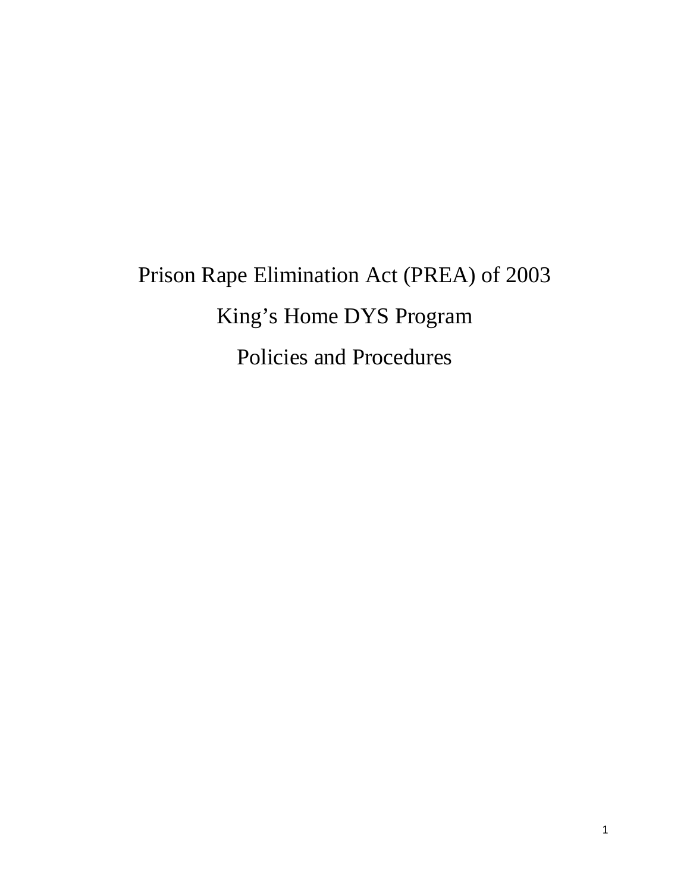# Prison Rape Elimination Act (PREA) of 2003

# King's Home DYS Program

# Policies and Procedures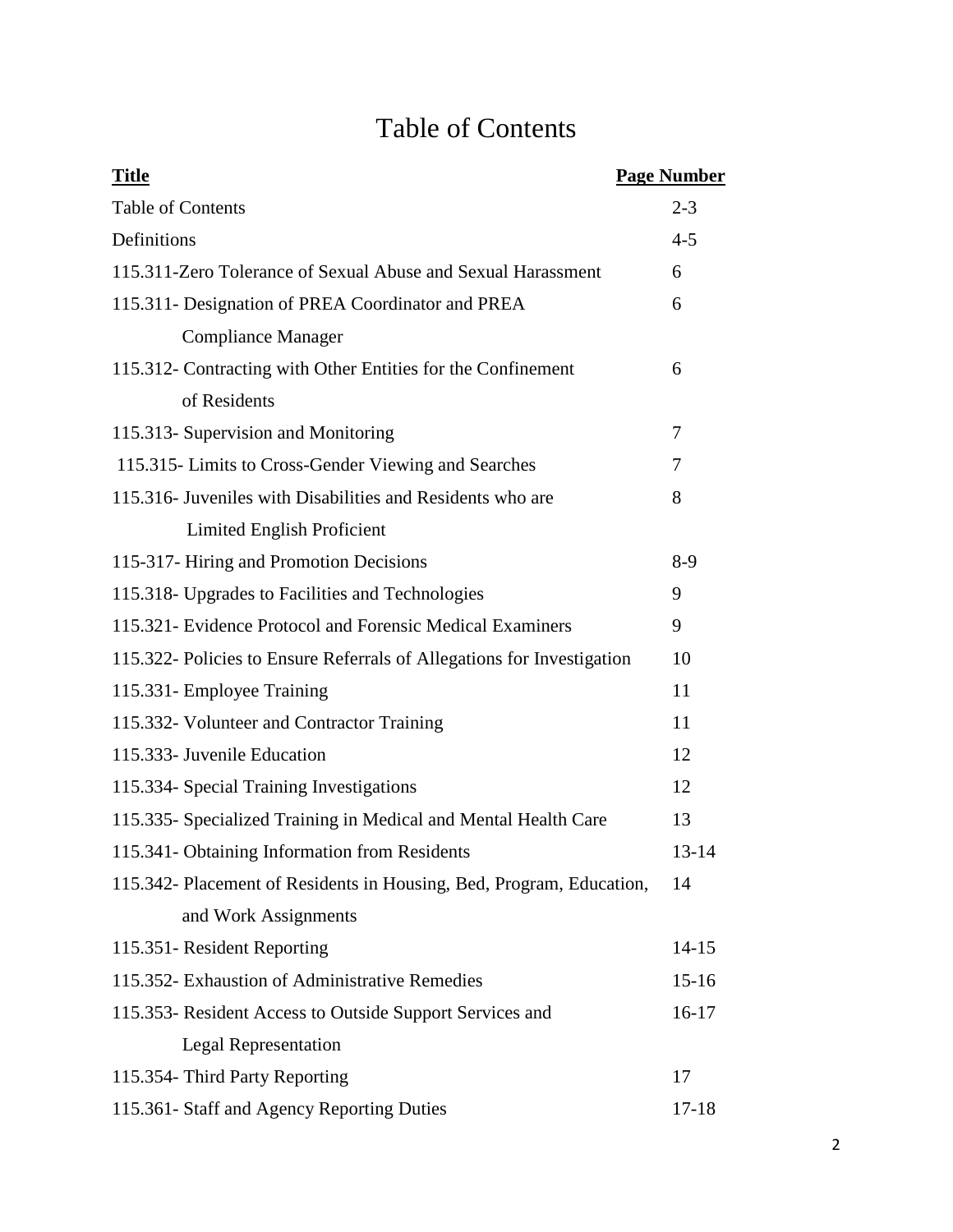# Table of Contents

| Title | Page Number |
|---|---|
| Table of Contents | 2-3 |
| Definitions | 4-5 |
| 115.311-Zero Tolerance of Sexual Abuse and Sexual Harassment | 6 |
| 115.311- Designation of PREA Coordinator and PREA Compliance Manager | 6 |
| 115.312- Contracting with Other Entities for the Confinement of Residents | 6 |
| 115.313- Supervision and Monitoring | 7 |
| 115.315- Limits to Cross-Gender Viewing and Searches | 7 |
| 115.316- Juveniles with Disabilities and Residents who are Limited English Proficient | 8 |
| 115-317- Hiring and Promotion Decisions | 8-9 |
| 115.318- Upgrades to Facilities and Technologies | 9 |
| 115.321- Evidence Protocol and Forensic Medical Examiners | 9 |
| 115.322- Policies to Ensure Referrals of Allegations for Investigation | 10 |
| 115.331- Employee Training | 11 |
| 115.332- Volunteer and Contractor Training | 11 |
| 115.333- Juvenile Education | 12 |
| 115.334- Special Training Investigations | 12 |
| 115.335- Specialized Training in Medical and Mental Health Care | 13 |
| 115.341- Obtaining Information from Residents | 13-14 |
| 115.342- Placement of Residents in Housing, Bed, Program, Education, and Work Assignments | 14 |
| 115.351- Resident Reporting | 14-15 |
| 115.352- Exhaustion of Administrative Remedies | 15-16 |
| 115.353- Resident Access to Outside Support Services and Legal Representation | 16-17 |
| 115.354- Third Party Reporting | 17 |
| 115.361- Staff and Agency Reporting Duties | 17-18 |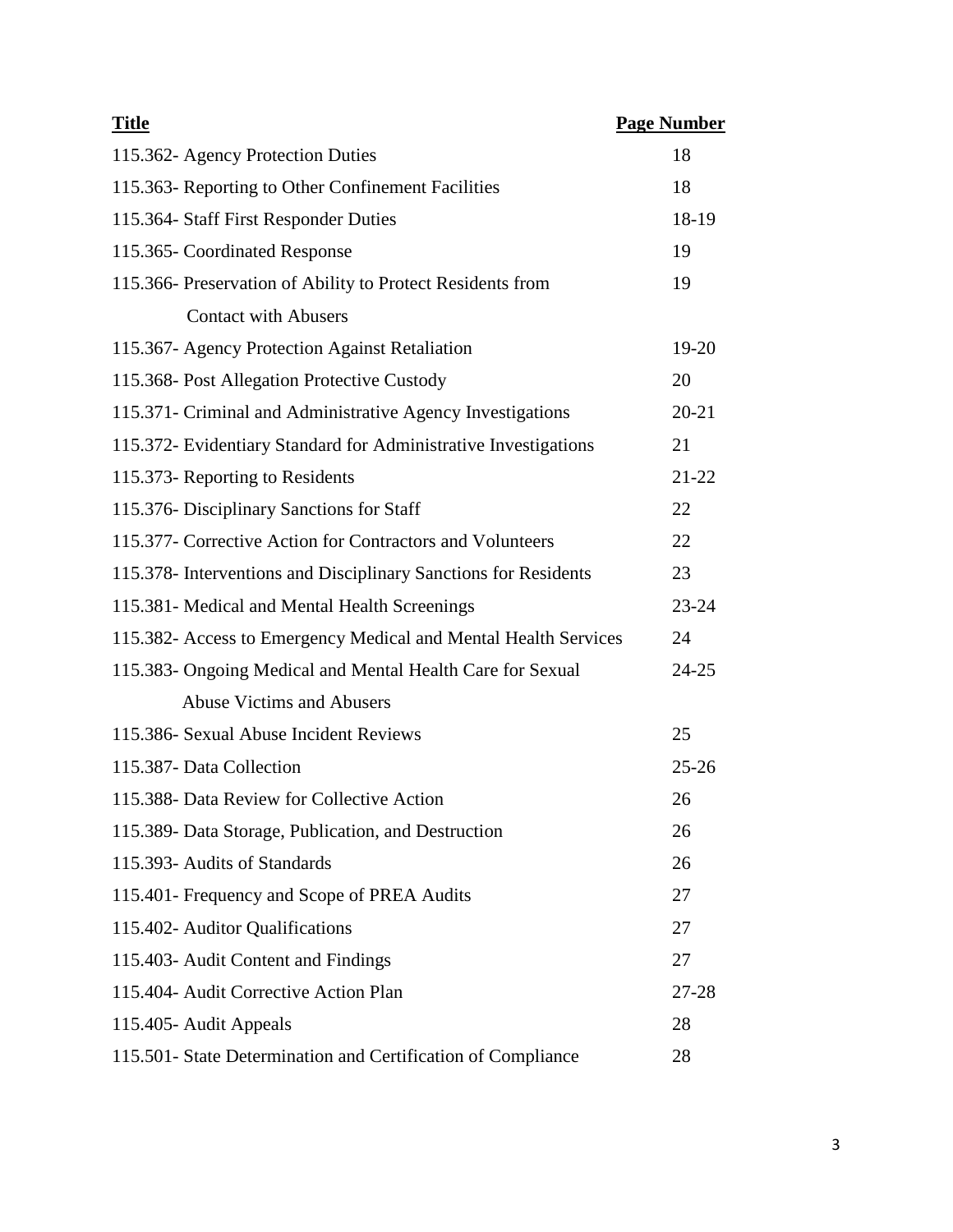| Title | Page Number |
|---|---|
| 115.362- Agency Protection Duties | 18 |
| 115.363- Reporting to Other Confinement Facilities | 18 |
| 115.364- Staff First Responder Duties | 18-19 |
| 115.365- Coordinated Response | 19 |
| 115.366- Preservation of Ability to Protect Residents from Contact with Abusers | 19 |
| 115.367- Agency Protection Against Retaliation | 19-20 |
| 115.368- Post Allegation Protective Custody | 20 |
| 115.371- Criminal and Administrative Agency Investigations | 20-21 |
| 115.372- Evidentiary Standard for Administrative Investigations | 21 |
| 115.373- Reporting to Residents | 21-22 |
| 115.376- Disciplinary Sanctions for Staff | 22 |
| 115.377- Corrective Action for Contractors and Volunteers | 22 |
| 115.378- Interventions and Disciplinary Sanctions for Residents | 23 |
| 115.381- Medical and Mental Health Screenings | 23-24 |
| 115.382- Access to Emergency Medical and Mental Health Services | 24 |
| 115.383- Ongoing Medical and Mental Health Care for Sexual Abuse Victims and Abusers | 24-25 |
| 115.386- Sexual Abuse Incident Reviews | 25 |
| 115.387- Data Collection | 25-26 |
| 115.388- Data Review for Collective Action | 26 |
| 115.389- Data Storage, Publication, and Destruction | 26 |
| 115.393- Audits of Standards | 26 |
| 115.401- Frequency and Scope of PREA Audits | 27 |
| 115.402- Auditor Qualifications | 27 |
| 115.403- Audit Content and Findings | 27 |
| 115.404- Audit Corrective Action Plan | 27-28 |
| 115.405- Audit Appeals | 28 |
| 115.501- State Determination and Certification of Compliance | 28 |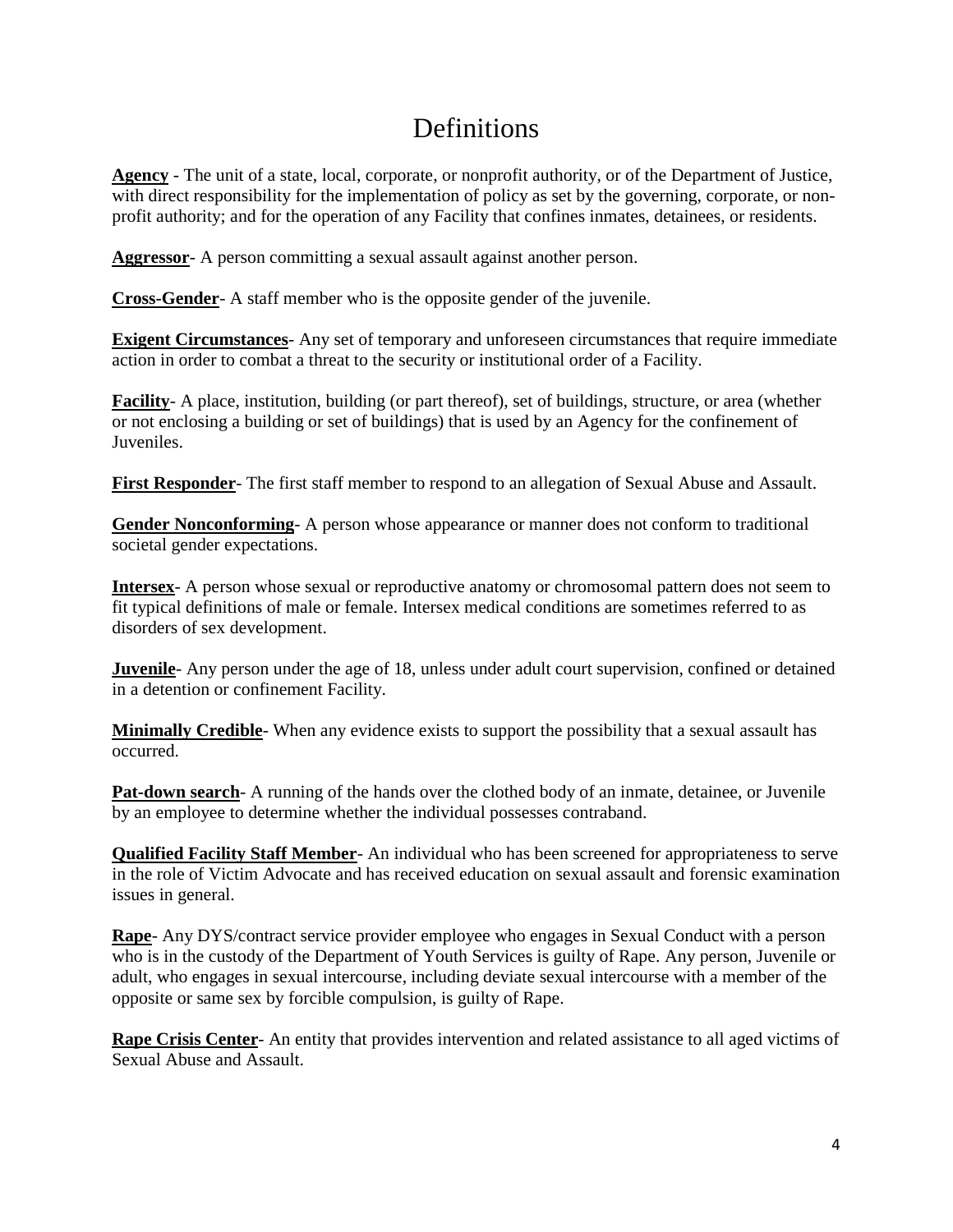# Definitions

**Agency** - The unit of a state, local, corporate, or nonprofit authority, or of the Department of Justice, with direct responsibility for the implementation of policy as set by the governing, corporate, or non-profit authority; and for the operation of any Facility that confines inmates, detainees, or residents.

**Aggressor**- A person committing a sexual assault against another person.

**Cross-Gender**- A staff member who is the opposite gender of the juvenile.

**Exigent Circumstances**- Any set of temporary and unforeseen circumstances that require immediate action in order to combat a threat to the security or institutional order of a Facility.

**Facility**- A place, institution, building (or part thereof), set of buildings, structure, or area (whether or not enclosing a building or set of buildings) that is used by an Agency for the confinement of Juveniles.

**First Responder**- The first staff member to respond to an allegation of Sexual Abuse and Assault.

**Gender Nonconforming**- A person whose appearance or manner does not conform to traditional societal gender expectations.

**Intersex**- A person whose sexual or reproductive anatomy or chromosomal pattern does not seem to fit typical definitions of male or female. Intersex medical conditions are sometimes referred to as disorders of sex development.

**Juvenile**- Any person under the age of 18, unless under adult court supervision, confined or detained in a detention or confinement Facility.

**Minimally Credible**- When any evidence exists to support the possibility that a sexual assault has occurred.

**Pat-down search**- A running of the hands over the clothed body of an inmate, detainee, or Juvenile by an employee to determine whether the individual possesses contraband.

**Qualified Facility Staff Member**- An individual who has been screened for appropriateness to serve in the role of Victim Advocate and has received education on sexual assault and forensic examination issues in general.

**Rape**- Any DYS/contract service provider employee who engages in Sexual Conduct with a person who is in the custody of the Department of Youth Services is guilty of Rape. Any person, Juvenile or adult, who engages in sexual intercourse, including deviate sexual intercourse with a member of the opposite or same sex by forcible compulsion, is guilty of Rape.

**Rape Crisis Center**- An entity that provides intervention and related assistance to all aged victims of Sexual Abuse and Assault.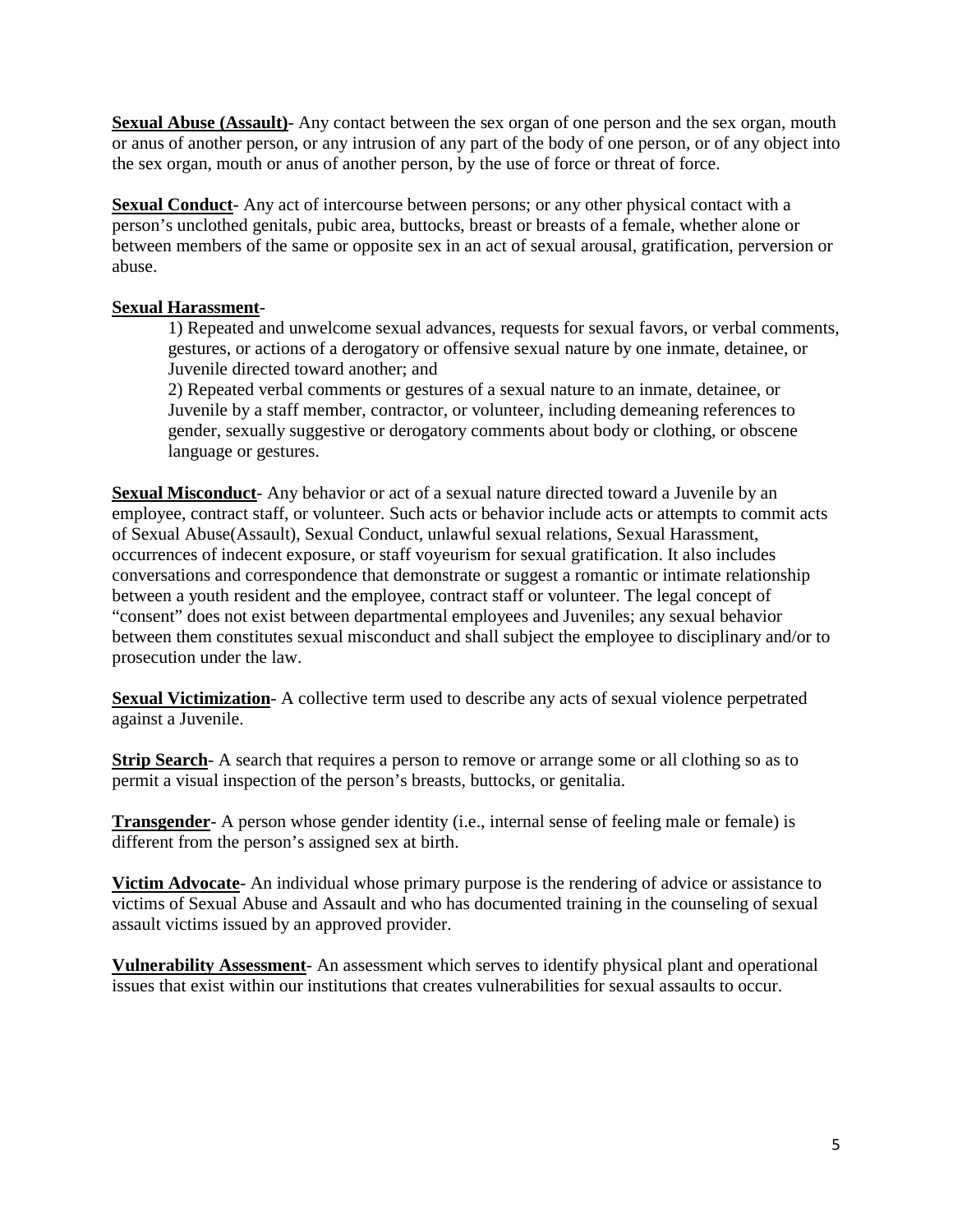**Sexual Abuse (Assault)**- Any contact between the sex organ of one person and the sex organ, mouth or anus of another person, or any intrusion of any part of the body of one person, or of any object into the sex organ, mouth or anus of another person, by the use of force or threat of force.

**Sexual Conduct**- Any act of intercourse between persons; or any other physical contact with a person's unclothed genitals, pubic area, buttocks, breast or breasts of a female, whether alone or between members of the same or opposite sex in an act of sexual arousal, gratification, perversion or abuse.

**Sexual Harassment**-

1) Repeated and unwelcome sexual advances, requests for sexual favors, or verbal comments, gestures, or actions of a derogatory or offensive sexual nature by one inmate, detainee, or Juvenile directed toward another; and

2) Repeated verbal comments or gestures of a sexual nature to an inmate, detainee, or Juvenile by a staff member, contractor, or volunteer, including demeaning references to gender, sexually suggestive or derogatory comments about body or clothing, or obscene language or gestures.

**Sexual Misconduct**- Any behavior or act of a sexual nature directed toward a Juvenile by an employee, contract staff, or volunteer. Such acts or behavior include acts or attempts to commit acts of Sexual Abuse(Assault), Sexual Conduct, unlawful sexual relations, Sexual Harassment, occurrences of indecent exposure, or staff voyeurism for sexual gratification. It also includes conversations and correspondence that demonstrate or suggest a romantic or intimate relationship between a youth resident and the employee, contract staff or volunteer. The legal concept of "consent" does not exist between departmental employees and Juveniles; any sexual behavior between them constitutes sexual misconduct and shall subject the employee to disciplinary and/or to prosecution under the law.

**Sexual Victimization**- A collective term used to describe any acts of sexual violence perpetrated against a Juvenile.

**Strip Search**- A search that requires a person to remove or arrange some or all clothing so as to permit a visual inspection of the person's breasts, buttocks, or genitalia.

**Transgender**- A person whose gender identity (i.e., internal sense of feeling male or female) is different from the person's assigned sex at birth.

**Victim Advocate**- An individual whose primary purpose is the rendering of advice or assistance to victims of Sexual Abuse and Assault and who has documented training in the counseling of sexual assault victims issued by an approved provider.

**Vulnerability Assessment**- An assessment which serves to identify physical plant and operational issues that exist within our institutions that creates vulnerabilities for sexual assaults to occur.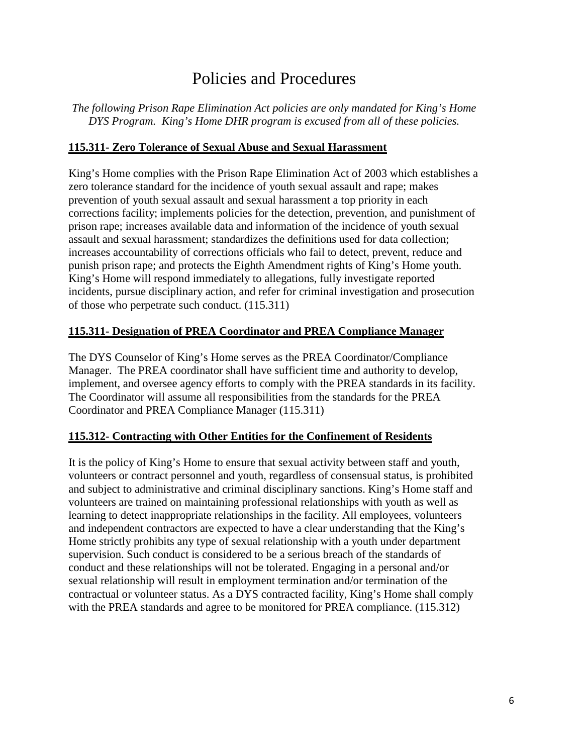# Policies and Procedures

*The following Prison Rape Elimination Act policies are only mandated for King's Home DYS Program. King's Home DHR program is excused from all of these policies.*

## 115.311- Zero Tolerance of Sexual Abuse and Sexual Harassment

King's Home complies with the Prison Rape Elimination Act of 2003 which establishes a zero tolerance standard for the incidence of youth sexual assault and rape; makes prevention of youth sexual assault and sexual harassment a top priority in each corrections facility; implements policies for the detection, prevention, and punishment of prison rape; increases available data and information of the incidence of youth sexual assault and sexual harassment; standardizes the definitions used for data collection; increases accountability of corrections officials who fail to detect, prevent, reduce and punish prison rape; and protects the Eighth Amendment rights of King's Home youth. King's Home will respond immediately to allegations, fully investigate reported incidents, pursue disciplinary action, and refer for criminal investigation and prosecution of those who perpetrate such conduct. (115.311)

## 115.311- Designation of PREA Coordinator and PREA Compliance Manager

The DYS Counselor of King's Home serves as the PREA Coordinator/Compliance Manager. The PREA coordinator shall have sufficient time and authority to develop, implement, and oversee agency efforts to comply with the PREA standards in its facility. The Coordinator will assume all responsibilities from the standards for the PREA Coordinator and PREA Compliance Manager (115.311)

## 115.312- Contracting with Other Entities for the Confinement of Residents

It is the policy of King's Home to ensure that sexual activity between staff and youth, volunteers or contract personnel and youth, regardless of consensual status, is prohibited and subject to administrative and criminal disciplinary sanctions. King's Home staff and volunteers are trained on maintaining professional relationships with youth as well as learning to detect inappropriate relationships in the facility. All employees, volunteers and independent contractors are expected to have a clear understanding that the King's Home strictly prohibits any type of sexual relationship with a youth under department supervision. Such conduct is considered to be a serious breach of the standards of conduct and these relationships will not be tolerated. Engaging in a personal and/or sexual relationship will result in employment termination and/or termination of the contractual or volunteer status. As a DYS contracted facility, King's Home shall comply with the PREA standards and agree to be monitored for PREA compliance. (115.312)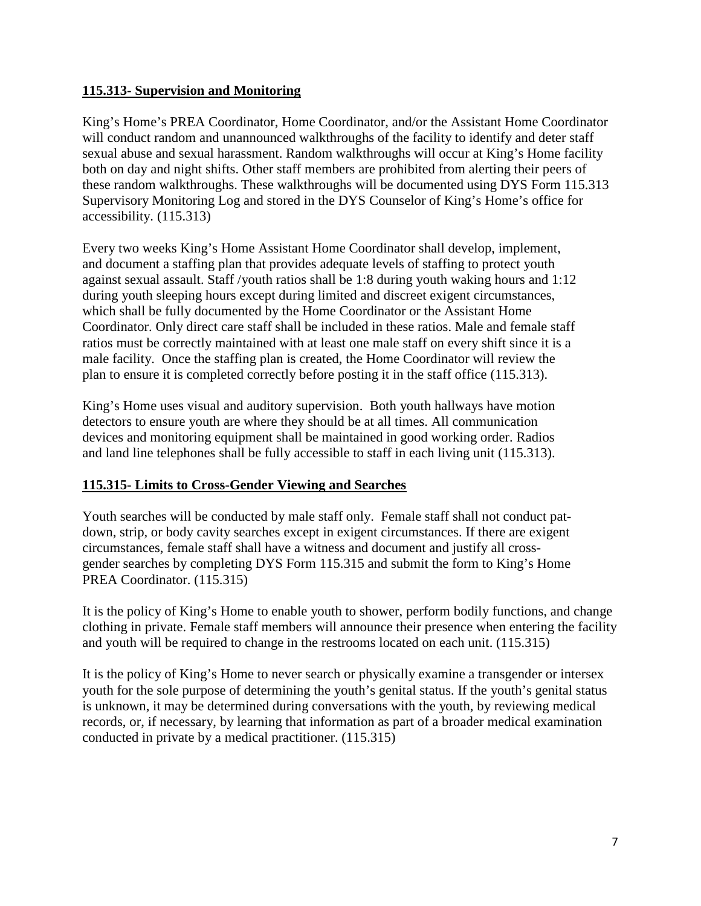**115.313- Supervision and Monitoring**

King's Home's PREA Coordinator, Home Coordinator, and/or the Assistant Home Coordinator will conduct random and unannounced walkthroughs of the facility to identify and deter staff sexual abuse and sexual harassment. Random walkthroughs will occur at King's Home facility both on day and night shifts. Other staff members are prohibited from alerting their peers of these random walkthroughs. These walkthroughs will be documented using DYS Form 115.313 Supervisory Monitoring Log and stored in the DYS Counselor of King's Home's office for accessibility. (115.313)

Every two weeks King's Home Assistant Home Coordinator shall develop, implement, and document a staffing plan that provides adequate levels of staffing to protect youth against sexual assault. Staff /youth ratios shall be 1:8 during youth waking hours and 1:12 during youth sleeping hours except during limited and discreet exigent circumstances, which shall be fully documented by the Home Coordinator or the Assistant Home Coordinator. Only direct care staff shall be included in these ratios. Male and female staff ratios must be correctly maintained with at least one male staff on every shift since it is a male facility. Once the staffing plan is created, the Home Coordinator will review the plan to ensure it is completed correctly before posting it in the staff office (115.313).

King's Home uses visual and auditory supervision. Both youth hallways have motion detectors to ensure youth are where they should be at all times. All communication devices and monitoring equipment shall be maintained in good working order. Radios and land line telephones shall be fully accessible to staff in each living unit (115.313).

**115.315- Limits to Cross-Gender Viewing and Searches**

Youth searches will be conducted by male staff only. Female staff shall not conduct pat-down, strip, or body cavity searches except in exigent circumstances. If there are exigent circumstances, female staff shall have a witness and document and justify all cross-gender searches by completing DYS Form 115.315 and submit the form to King's Home PREA Coordinator. (115.315)

It is the policy of King's Home to enable youth to shower, perform bodily functions, and change clothing in private. Female staff members will announce their presence when entering the facility and youth will be required to change in the restrooms located on each unit. (115.315)

It is the policy of King's Home to never search or physically examine a transgender or intersex youth for the sole purpose of determining the youth's genital status. If the youth's genital status is unknown, it may be determined during conversations with the youth, by reviewing medical records, or, if necessary, by learning that information as part of a broader medical examination conducted in private by a medical practitioner. (115.315)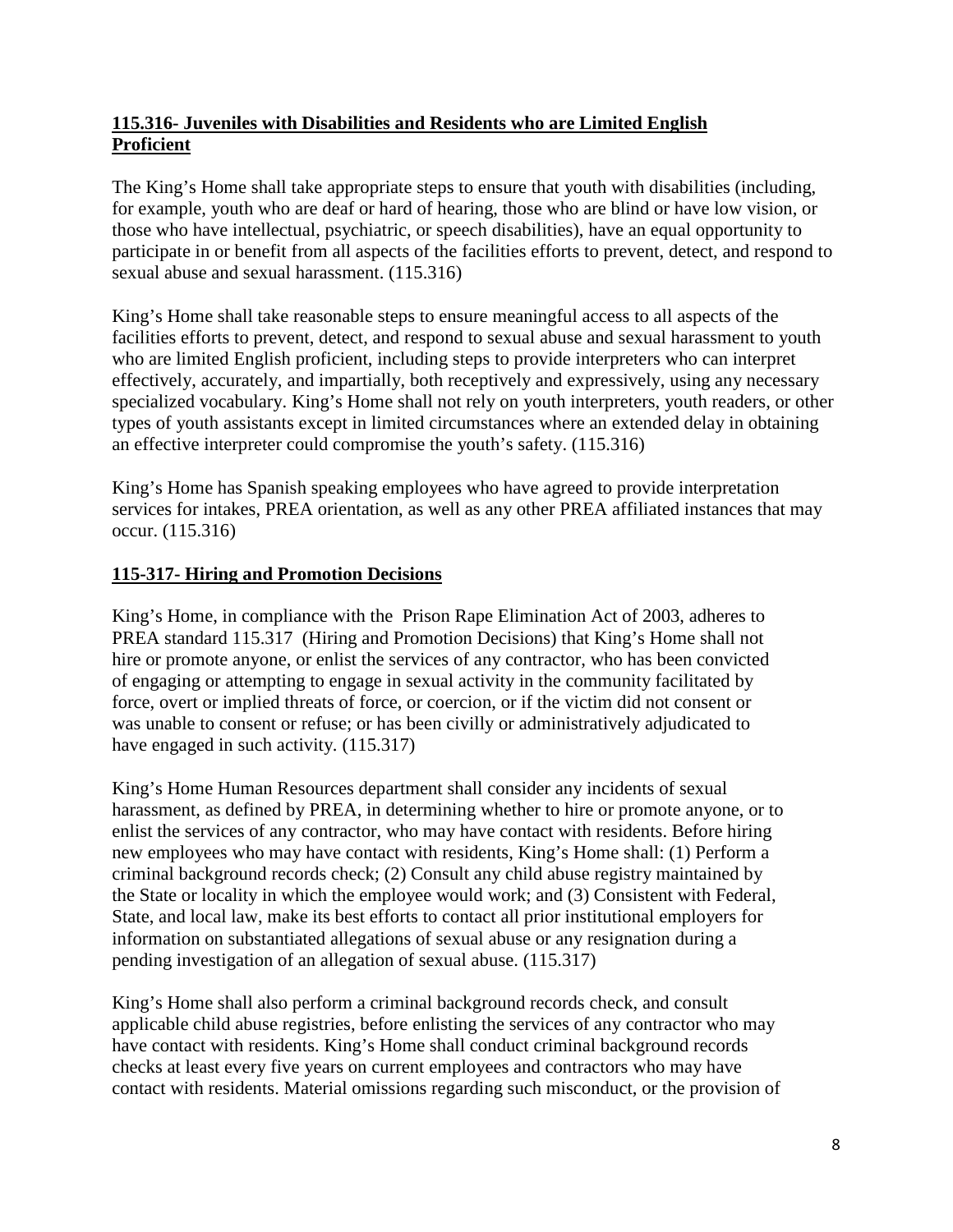**115.316- Juveniles with Disabilities and Residents who are Limited English Proficient**

The King's Home shall take appropriate steps to ensure that youth with disabilities (including, for example, youth who are deaf or hard of hearing, those who are blind or have low vision, or those who have intellectual, psychiatric, or speech disabilities), have an equal opportunity to participate in or benefit from all aspects of the facilities efforts to prevent, detect, and respond to sexual abuse and sexual harassment. (115.316)

King's Home shall take reasonable steps to ensure meaningful access to all aspects of the facilities efforts to prevent, detect, and respond to sexual abuse and sexual harassment to youth who are limited English proficient, including steps to provide interpreters who can interpret effectively, accurately, and impartially, both receptively and expressively, using any necessary specialized vocabulary. King's Home shall not rely on youth interpreters, youth readers, or other types of youth assistants except in limited circumstances where an extended delay in obtaining an effective interpreter could compromise the youth's safety. (115.316)

King's Home has Spanish speaking employees who have agreed to provide interpretation services for intakes, PREA orientation, as well as any other PREA affiliated instances that may occur. (115.316)

**115-317- Hiring and Promotion Decisions**

King's Home, in compliance with the Prison Rape Elimination Act of 2003, adheres to PREA standard 115.317 (Hiring and Promotion Decisions) that King's Home shall not hire or promote anyone, or enlist the services of any contractor, who has been convicted of engaging or attempting to engage in sexual activity in the community facilitated by force, overt or implied threats of force, or coercion, or if the victim did not consent or was unable to consent or refuse; or has been civilly or administratively adjudicated to have engaged in such activity. (115.317)

King's Home Human Resources department shall consider any incidents of sexual harassment, as defined by PREA, in determining whether to hire or promote anyone, or to enlist the services of any contractor, who may have contact with residents. Before hiring new employees who may have contact with residents, King's Home shall: (1) Perform a criminal background records check; (2) Consult any child abuse registry maintained by the State or locality in which the employee would work; and (3) Consistent with Federal, State, and local law, make its best efforts to contact all prior institutional employers for information on substantiated allegations of sexual abuse or any resignation during a pending investigation of an allegation of sexual abuse. (115.317)

King's Home shall also perform a criminal background records check, and consult applicable child abuse registries, before enlisting the services of any contractor who may have contact with residents. King's Home shall conduct criminal background records checks at least every five years on current employees and contractors who may have contact with residents. Material omissions regarding such misconduct, or the provision of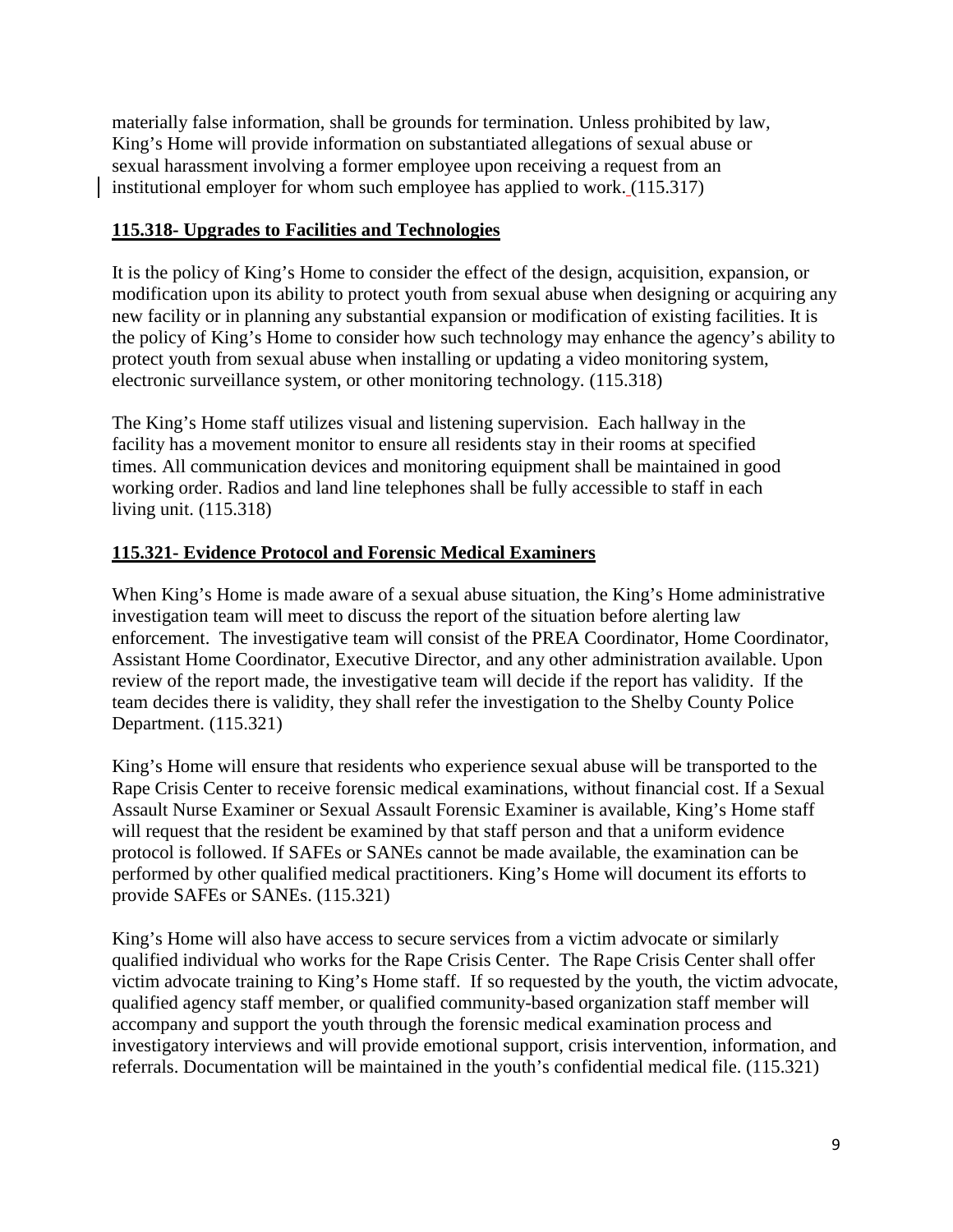materially false information, shall be grounds for termination. Unless prohibited by law, King's Home will provide information on substantiated allegations of sexual abuse or sexual harassment involving a former employee upon receiving a request from an institutional employer for whom such employee has applied to work. (115.317)

**115.318- Upgrades to Facilities and Technologies**

It is the policy of King's Home to consider the effect of the design, acquisition, expansion, or modification upon its ability to protect youth from sexual abuse when designing or acquiring any new facility or in planning any substantial expansion or modification of existing facilities. It is the policy of King's Home to consider how such technology may enhance the agency's ability to protect youth from sexual abuse when installing or updating a video monitoring system, electronic surveillance system, or other monitoring technology. (115.318)

The King's Home staff utilizes visual and listening supervision. Each hallway in the facility has a movement monitor to ensure all residents stay in their rooms at specified times. All communication devices and monitoring equipment shall be maintained in good working order. Radios and land line telephones shall be fully accessible to staff in each living unit. (115.318)

**115.321- Evidence Protocol and Forensic Medical Examiners**

When King's Home is made aware of a sexual abuse situation, the King's Home administrative investigation team will meet to discuss the report of the situation before alerting law enforcement. The investigative team will consist of the PREA Coordinator, Home Coordinator, Assistant Home Coordinator, Executive Director, and any other administration available. Upon review of the report made, the investigative team will decide if the report has validity. If the team decides there is validity, they shall refer the investigation to the Shelby County Police Department. (115.321)

King's Home will ensure that residents who experience sexual abuse will be transported to the Rape Crisis Center to receive forensic medical examinations, without financial cost. If a Sexual Assault Nurse Examiner or Sexual Assault Forensic Examiner is available, King's Home staff will request that the resident be examined by that staff person and that a uniform evidence protocol is followed. If SAFEs or SANEs cannot be made available, the examination can be performed by other qualified medical practitioners. King's Home will document its efforts to provide SAFEs or SANEs. (115.321)

King's Home will also have access to secure services from a victim advocate or similarly qualified individual who works for the Rape Crisis Center. The Rape Crisis Center shall offer victim advocate training to King's Home staff. If so requested by the youth, the victim advocate, qualified agency staff member, or qualified community-based organization staff member will accompany and support the youth through the forensic medical examination process and investigatory interviews and will provide emotional support, crisis intervention, information, and referrals. Documentation will be maintained in the youth's confidential medical file. (115.321)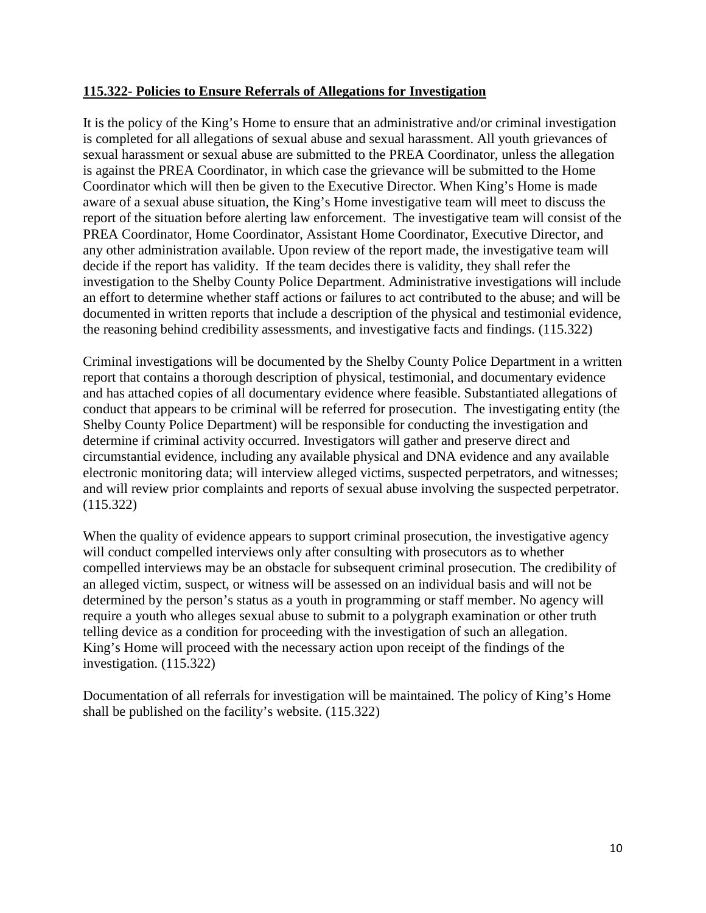**115.322- Policies to Ensure Referrals of Allegations for Investigation**

It is the policy of the King's Home to ensure that an administrative and/or criminal investigation is completed for all allegations of sexual abuse and sexual harassment. All youth grievances of sexual harassment or sexual abuse are submitted to the PREA Coordinator, unless the allegation is against the PREA Coordinator, in which case the grievance will be submitted to the Home Coordinator which will then be given to the Executive Director. When King's Home is made aware of a sexual abuse situation, the King's Home investigative team will meet to discuss the report of the situation before alerting law enforcement. The investigative team will consist of the PREA Coordinator, Home Coordinator, Assistant Home Coordinator, Executive Director, and any other administration available. Upon review of the report made, the investigative team will decide if the report has validity. If the team decides there is validity, they shall refer the investigation to the Shelby County Police Department. Administrative investigations will include an effort to determine whether staff actions or failures to act contributed to the abuse; and will be documented in written reports that include a description of the physical and testimonial evidence, the reasoning behind credibility assessments, and investigative facts and findings. (115.322)

Criminal investigations will be documented by the Shelby County Police Department in a written report that contains a thorough description of physical, testimonial, and documentary evidence and has attached copies of all documentary evidence where feasible. Substantiated allegations of conduct that appears to be criminal will be referred for prosecution. The investigating entity (the Shelby County Police Department) will be responsible for conducting the investigation and determine if criminal activity occurred. Investigators will gather and preserve direct and circumstantial evidence, including any available physical and DNA evidence and any available electronic monitoring data; will interview alleged victims, suspected perpetrators, and witnesses; and will review prior complaints and reports of sexual abuse involving the suspected perpetrator. (115.322)

When the quality of evidence appears to support criminal prosecution, the investigative agency will conduct compelled interviews only after consulting with prosecutors as to whether compelled interviews may be an obstacle for subsequent criminal prosecution. The credibility of an alleged victim, suspect, or witness will be assessed on an individual basis and will not be determined by the person's status as a youth in programming or staff member. No agency will require a youth who alleges sexual abuse to submit to a polygraph examination or other truth telling device as a condition for proceeding with the investigation of such an allegation. King's Home will proceed with the necessary action upon receipt of the findings of the investigation. (115.322)

Documentation of all referrals for investigation will be maintained. The policy of King's Home shall be published on the facility's website. (115.322)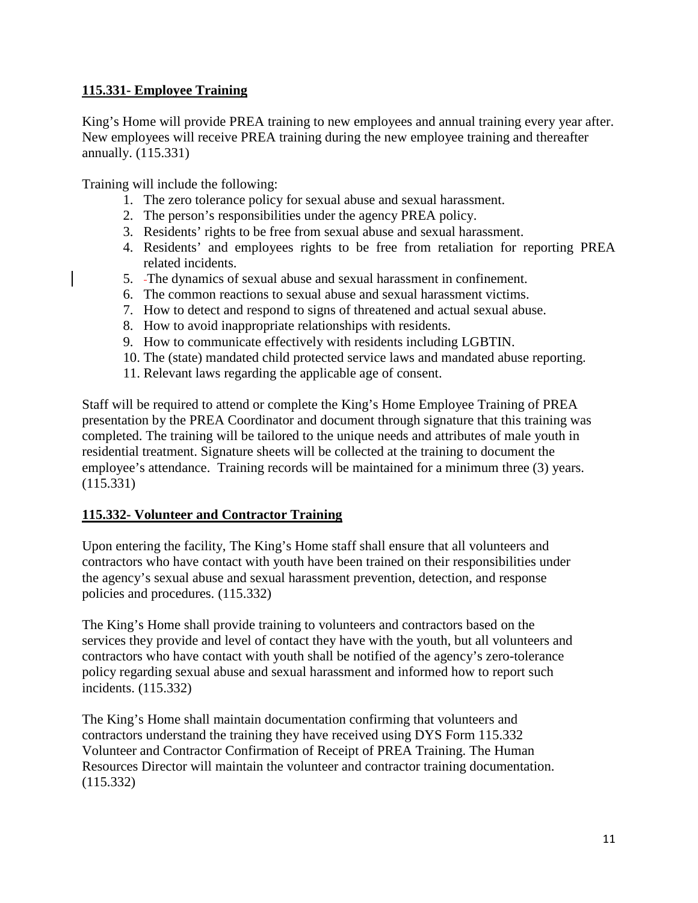## 115.331- Employee Training

King's Home will provide PREA training to new employees and annual training every year after. New employees will receive PREA training during the new employee training and thereafter annually. (115.331)

Training will include the following:

1. The zero tolerance policy for sexual abuse and sexual harassment.
2. The person's responsibilities under the agency PREA policy.
3. Residents' rights to be free from sexual abuse and sexual harassment.
4. Residents' and employees rights to be free from retaliation for reporting PREA related incidents.
5. The dynamics of sexual abuse and sexual harassment in confinement.
6. The common reactions to sexual abuse and sexual harassment victims.
7. How to detect and respond to signs of threatened and actual sexual abuse.
8. How to avoid inappropriate relationships with residents.
9. How to communicate effectively with residents including LGBTIN.
10. The (state) mandated child protected service laws and mandated abuse reporting.
11. Relevant laws regarding the applicable age of consent.

Staff will be required to attend or complete the King's Home Employee Training of PREA presentation by the PREA Coordinator and document through signature that this training was completed. The training will be tailored to the unique needs and attributes of male youth in residential treatment. Signature sheets will be collected at the training to document the employee's attendance. Training records will be maintained for a minimum three (3) years. (115.331)

## 115.332- Volunteer and Contractor Training

Upon entering the facility, The King's Home staff shall ensure that all volunteers and contractors who have contact with youth have been trained on their responsibilities under the agency's sexual abuse and sexual harassment prevention, detection, and response policies and procedures. (115.332)

The King's Home shall provide training to volunteers and contractors based on the services they provide and level of contact they have with the youth, but all volunteers and contractors who have contact with youth shall be notified of the agency's zero-tolerance policy regarding sexual abuse and sexual harassment and informed how to report such incidents. (115.332)

The King's Home shall maintain documentation confirming that volunteers and contractors understand the training they have received using DYS Form 115.332 Volunteer and Contractor Confirmation of Receipt of PREA Training. The Human Resources Director will maintain the volunteer and contractor training documentation. (115.332)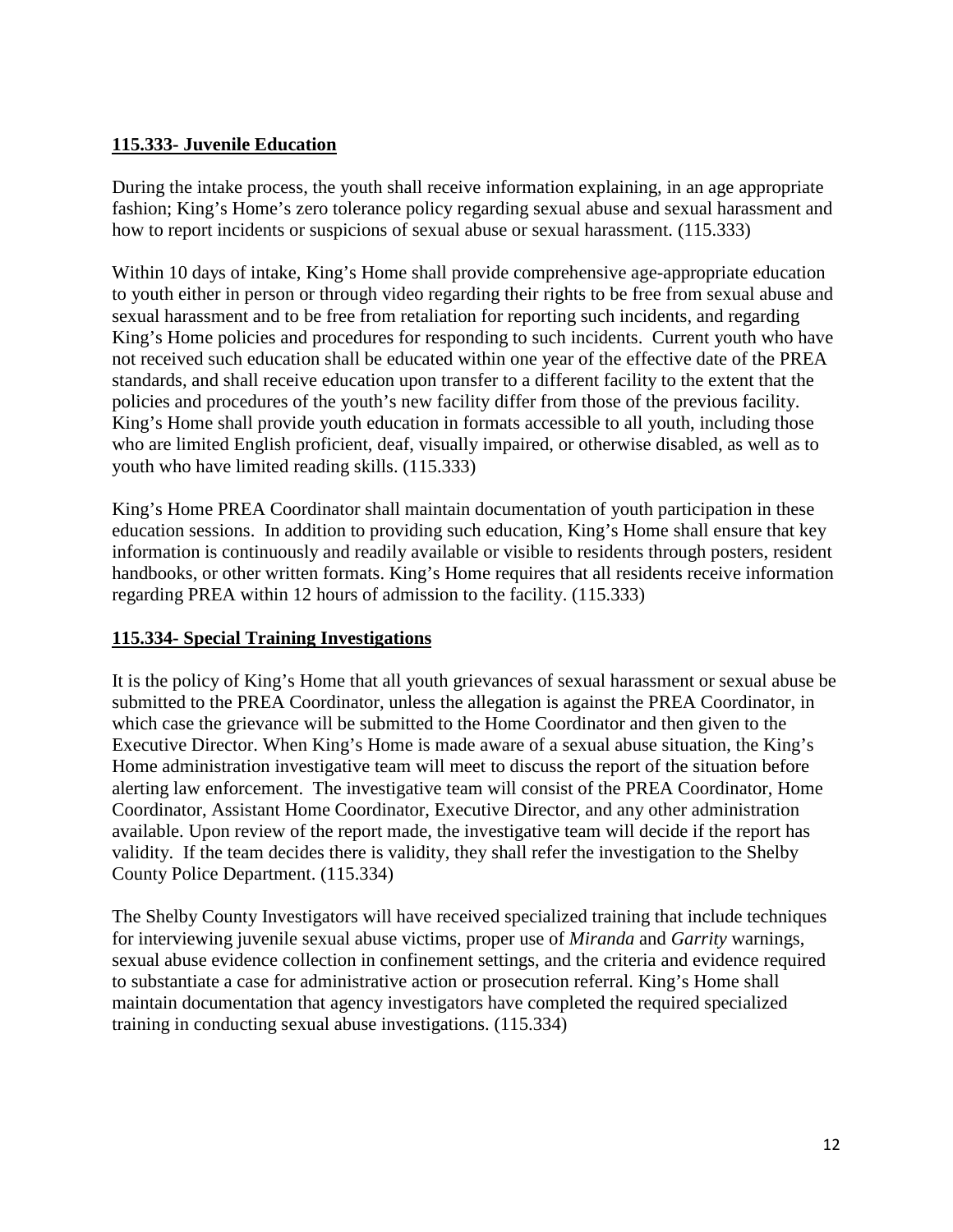## 115.333- Juvenile Education

During the intake process, the youth shall receive information explaining, in an age appropriate fashion; King's Home's zero tolerance policy regarding sexual abuse and sexual harassment and how to report incidents or suspicions of sexual abuse or sexual harassment. (115.333)

Within 10 days of intake, King's Home shall provide comprehensive age-appropriate education to youth either in person or through video regarding their rights to be free from sexual abuse and sexual harassment and to be free from retaliation for reporting such incidents, and regarding King's Home policies and procedures for responding to such incidents. Current youth who have not received such education shall be educated within one year of the effective date of the PREA standards, and shall receive education upon transfer to a different facility to the extent that the policies and procedures of the youth's new facility differ from those of the previous facility. King's Home shall provide youth education in formats accessible to all youth, including those who are limited English proficient, deaf, visually impaired, or otherwise disabled, as well as to youth who have limited reading skills. (115.333)

King's Home PREA Coordinator shall maintain documentation of youth participation in these education sessions. In addition to providing such education, King's Home shall ensure that key information is continuously and readily available or visible to residents through posters, resident handbooks, or other written formats. King's Home requires that all residents receive information regarding PREA within 12 hours of admission to the facility. (115.333)

## 115.334- Special Training Investigations

It is the policy of King's Home that all youth grievances of sexual harassment or sexual abuse be submitted to the PREA Coordinator, unless the allegation is against the PREA Coordinator, in which case the grievance will be submitted to the Home Coordinator and then given to the Executive Director. When King's Home is made aware of a sexual abuse situation, the King's Home administration investigative team will meet to discuss the report of the situation before alerting law enforcement. The investigative team will consist of the PREA Coordinator, Home Coordinator, Assistant Home Coordinator, Executive Director, and any other administration available. Upon review of the report made, the investigative team will decide if the report has validity. If the team decides there is validity, they shall refer the investigation to the Shelby County Police Department. (115.334)

The Shelby County Investigators will have received specialized training that include techniques for interviewing juvenile sexual abuse victims, proper use of *Miranda* and *Garrity* warnings, sexual abuse evidence collection in confinement settings, and the criteria and evidence required to substantiate a case for administrative action or prosecution referral. King's Home shall maintain documentation that agency investigators have completed the required specialized training in conducting sexual abuse investigations. (115.334)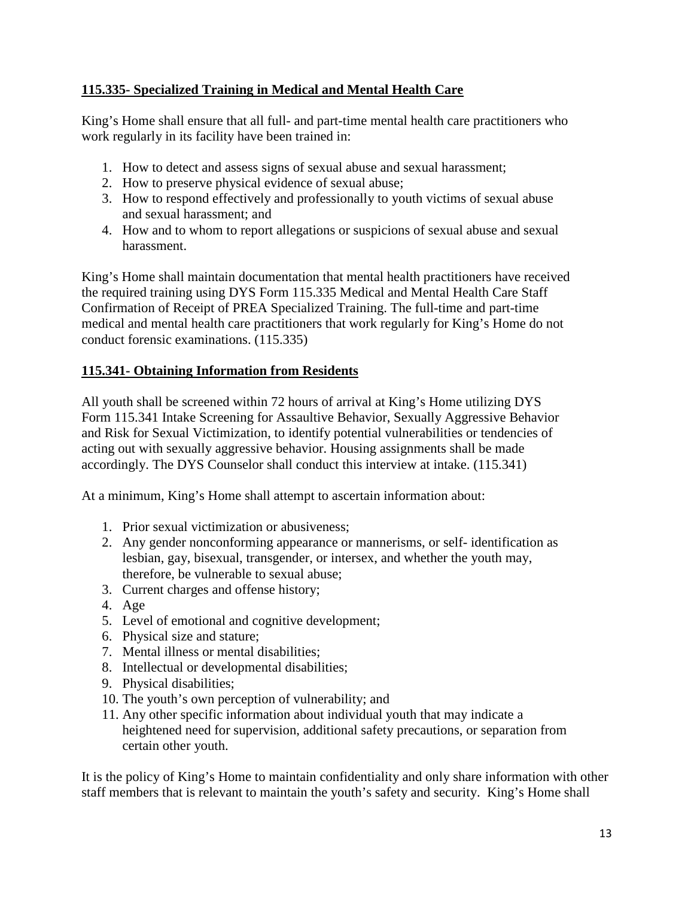**115.335- Specialized Training in Medical and Mental Health Care**

King's Home shall ensure that all full- and part-time mental health care practitioners who work regularly in its facility have been trained in:

1. How to detect and assess signs of sexual abuse and sexual harassment;
2. How to preserve physical evidence of sexual abuse;
3. How to respond effectively and professionally to youth victims of sexual abuse and sexual harassment; and
4. How and to whom to report allegations or suspicions of sexual abuse and sexual harassment.

King's Home shall maintain documentation that mental health practitioners have received the required training using DYS Form 115.335 Medical and Mental Health Care Staff Confirmation of Receipt of PREA Specialized Training. The full-time and part-time medical and mental health care practitioners that work regularly for King's Home do not conduct forensic examinations. (115.335)

**115.341- Obtaining Information from Residents**

All youth shall be screened within 72 hours of arrival at King's Home utilizing DYS Form 115.341 Intake Screening for Assaultive Behavior, Sexually Aggressive Behavior and Risk for Sexual Victimization, to identify potential vulnerabilities or tendencies of acting out with sexually aggressive behavior. Housing assignments shall be made accordingly. The DYS Counselor shall conduct this interview at intake. (115.341)

At a minimum, King's Home shall attempt to ascertain information about:

1. Prior sexual victimization or abusiveness;
2. Any gender nonconforming appearance or mannerisms, or self- identification as lesbian, gay, bisexual, transgender, or intersex, and whether the youth may, therefore, be vulnerable to sexual abuse;
3. Current charges and offense history;
4. Age
5. Level of emotional and cognitive development;
6. Physical size and stature;
7. Mental illness or mental disabilities;
8. Intellectual or developmental disabilities;
9. Physical disabilities;
10. The youth's own perception of vulnerability; and
11. Any other specific information about individual youth that may indicate a heightened need for supervision, additional safety precautions, or separation from certain other youth.

It is the policy of King's Home to maintain confidentiality and only share information with other staff members that is relevant to maintain the youth's safety and security. King's Home shall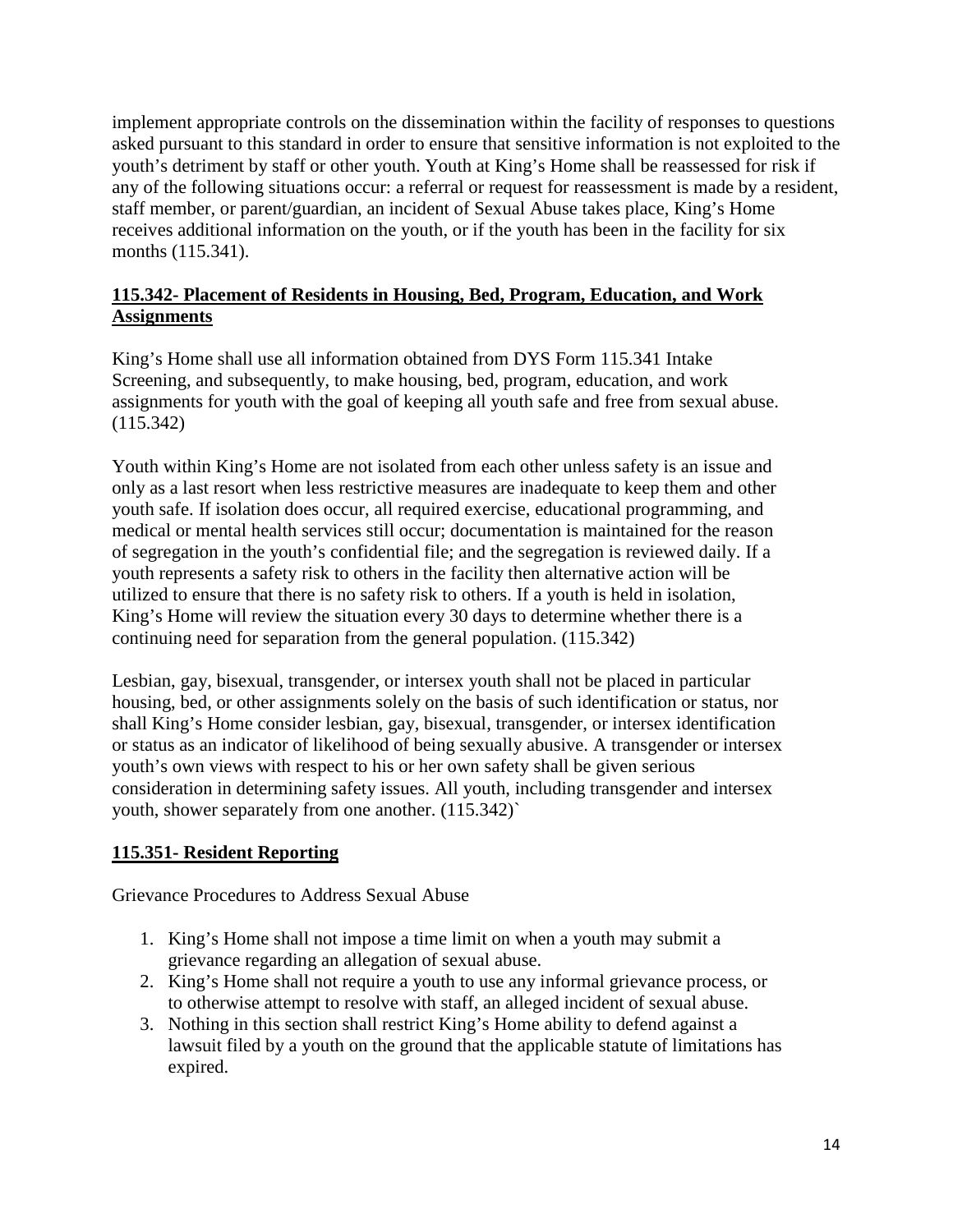implement appropriate controls on the dissemination within the facility of responses to questions asked pursuant to this standard in order to ensure that sensitive information is not exploited to the youth's detriment by staff or other youth. Youth at King's Home shall be reassessed for risk if any of the following situations occur: a referral or request for reassessment is made by a resident, staff member, or parent/guardian, an incident of Sexual Abuse takes place, King's Home receives additional information on the youth, or if the youth has been in the facility for six months (115.341).

## 115.342- Placement of Residents in Housing, Bed, Program, Education, and Work Assignments

King's Home shall use all information obtained from DYS Form 115.341 Intake Screening, and subsequently, to make housing, bed, program, education, and work assignments for youth with the goal of keeping all youth safe and free from sexual abuse. (115.342)

Youth within King's Home are not isolated from each other unless safety is an issue and only as a last resort when less restrictive measures are inadequate to keep them and other youth safe. If isolation does occur, all required exercise, educational programming, and medical or mental health services still occur; documentation is maintained for the reason of segregation in the youth's confidential file; and the segregation is reviewed daily. If a youth represents a safety risk to others in the facility then alternative action will be utilized to ensure that there is no safety risk to others. If a youth is held in isolation, King's Home will review the situation every 30 days to determine whether there is a continuing need for separation from the general population. (115.342)

Lesbian, gay, bisexual, transgender, or intersex youth shall not be placed in particular housing, bed, or other assignments solely on the basis of such identification or status, nor shall King's Home consider lesbian, gay, bisexual, transgender, or intersex identification or status as an indicator of likelihood of being sexually abusive. A transgender or intersex youth's own views with respect to his or her own safety shall be given serious consideration in determining safety issues. All youth, including transgender and intersex youth, shower separately from one another. (115.342)`

## 115.351- Resident Reporting

Grievance Procedures to Address Sexual Abuse

1. King's Home shall not impose a time limit on when a youth may submit a grievance regarding an allegation of sexual abuse.
2. King's Home shall not require a youth to use any informal grievance process, or to otherwise attempt to resolve with staff, an alleged incident of sexual abuse.
3. Nothing in this section shall restrict King's Home ability to defend against a lawsuit filed by a youth on the ground that the applicable statute of limitations has expired.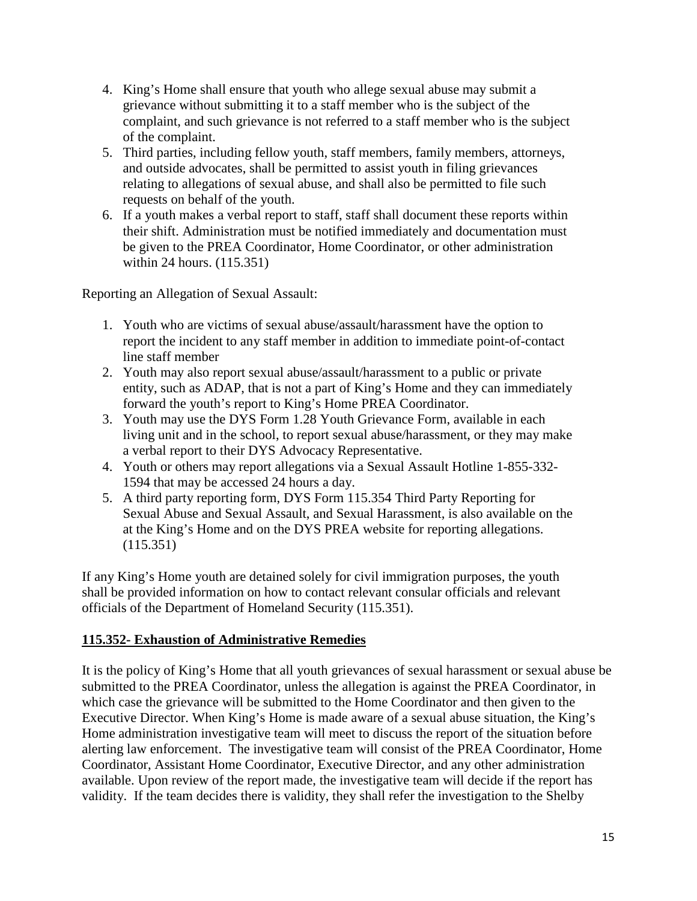4. King's Home shall ensure that youth who allege sexual abuse may submit a grievance without submitting it to a staff member who is the subject of the complaint, and such grievance is not referred to a staff member who is the subject of the complaint.
5. Third parties, including fellow youth, staff members, family members, attorneys, and outside advocates, shall be permitted to assist youth in filing grievances relating to allegations of sexual abuse, and shall also be permitted to file such requests on behalf of the youth.
6. If a youth makes a verbal report to staff, staff shall document these reports within their shift. Administration must be notified immediately and documentation must be given to the PREA Coordinator, Home Coordinator, or other administration within 24 hours. (115.351)

Reporting an Allegation of Sexual Assault:

1. Youth who are victims of sexual abuse/assault/harassment have the option to report the incident to any staff member in addition to immediate point-of-contact line staff member
2. Youth may also report sexual abuse/assault/harassment to a public or private entity, such as ADAP, that is not a part of King's Home and they can immediately forward the youth's report to King's Home PREA Coordinator.
3. Youth may use the DYS Form 1.28 Youth Grievance Form, available in each living unit and in the school, to report sexual abuse/harassment, or they may make a verbal report to their DYS Advocacy Representative.
4. Youth or others may report allegations via a Sexual Assault Hotline 1-855-332-1594 that may be accessed 24 hours a day.
5. A third party reporting form, DYS Form 115.354 Third Party Reporting for Sexual Abuse and Sexual Assault, and Sexual Harassment, is also available on the at the King's Home and on the DYS PREA website for reporting allegations. (115.351)

If any King's Home youth are detained solely for civil immigration purposes, the youth shall be provided information on how to contact relevant consular officials and relevant officials of the Department of Homeland Security (115.351).

## 115.352- Exhaustion of Administrative Remedies

It is the policy of King's Home that all youth grievances of sexual harassment or sexual abuse be submitted to the PREA Coordinator, unless the allegation is against the PREA Coordinator, in which case the grievance will be submitted to the Home Coordinator and then given to the Executive Director. When King's Home is made aware of a sexual abuse situation, the King's Home administration investigative team will meet to discuss the report of the situation before alerting law enforcement. The investigative team will consist of the PREA Coordinator, Home Coordinator, Assistant Home Coordinator, Executive Director, and any other administration available. Upon review of the report made, the investigative team will decide if the report has validity. If the team decides there is validity, they shall refer the investigation to the Shelby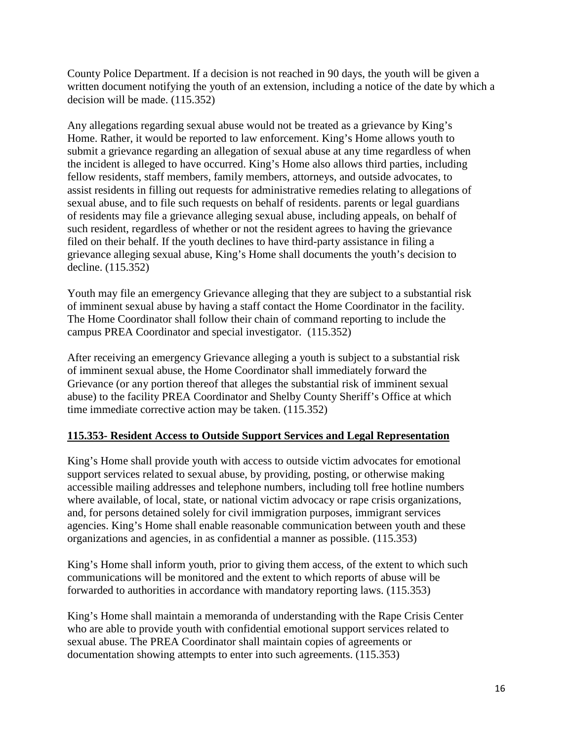County Police Department. If a decision is not reached in 90 days, the youth will be given a written document notifying the youth of an extension, including a notice of the date by which a decision will be made. (115.352)

Any allegations regarding sexual abuse would not be treated as a grievance by King's Home. Rather, it would be reported to law enforcement. King's Home allows youth to submit a grievance regarding an allegation of sexual abuse at any time regardless of when the incident is alleged to have occurred. King's Home also allows third parties, including fellow residents, staff members, family members, attorneys, and outside advocates, to assist residents in filling out requests for administrative remedies relating to allegations of sexual abuse, and to file such requests on behalf of residents. parents or legal guardians of residents may file a grievance alleging sexual abuse, including appeals, on behalf of such resident, regardless of whether or not the resident agrees to having the grievance filed on their behalf. If the youth declines to have third-party assistance in filing a grievance alleging sexual abuse, King's Home shall documents the youth's decision to decline. (115.352)

Youth may file an emergency Grievance alleging that they are subject to a substantial risk of imminent sexual abuse by having a staff contact the Home Coordinator in the facility. The Home Coordinator shall follow their chain of command reporting to include the campus PREA Coordinator and special investigator. (115.352)

After receiving an emergency Grievance alleging a youth is subject to a substantial risk of imminent sexual abuse, the Home Coordinator shall immediately forward the Grievance (or any portion thereof that alleges the substantial risk of imminent sexual abuse) to the facility PREA Coordinator and Shelby County Sheriff's Office at which time immediate corrective action may be taken. (115.352)

## 115.353- Resident Access to Outside Support Services and Legal Representation

King's Home shall provide youth with access to outside victim advocates for emotional support services related to sexual abuse, by providing, posting, or otherwise making accessible mailing addresses and telephone numbers, including toll free hotline numbers where available, of local, state, or national victim advocacy or rape crisis organizations, and, for persons detained solely for civil immigration purposes, immigrant services agencies. King's Home shall enable reasonable communication between youth and these organizations and agencies, in as confidential a manner as possible. (115.353)

King's Home shall inform youth, prior to giving them access, of the extent to which such communications will be monitored and the extent to which reports of abuse will be forwarded to authorities in accordance with mandatory reporting laws. (115.353)

King's Home shall maintain a memoranda of understanding with the Rape Crisis Center who are able to provide youth with confidential emotional support services related to sexual abuse. The PREA Coordinator shall maintain copies of agreements or documentation showing attempts to enter into such agreements. (115.353)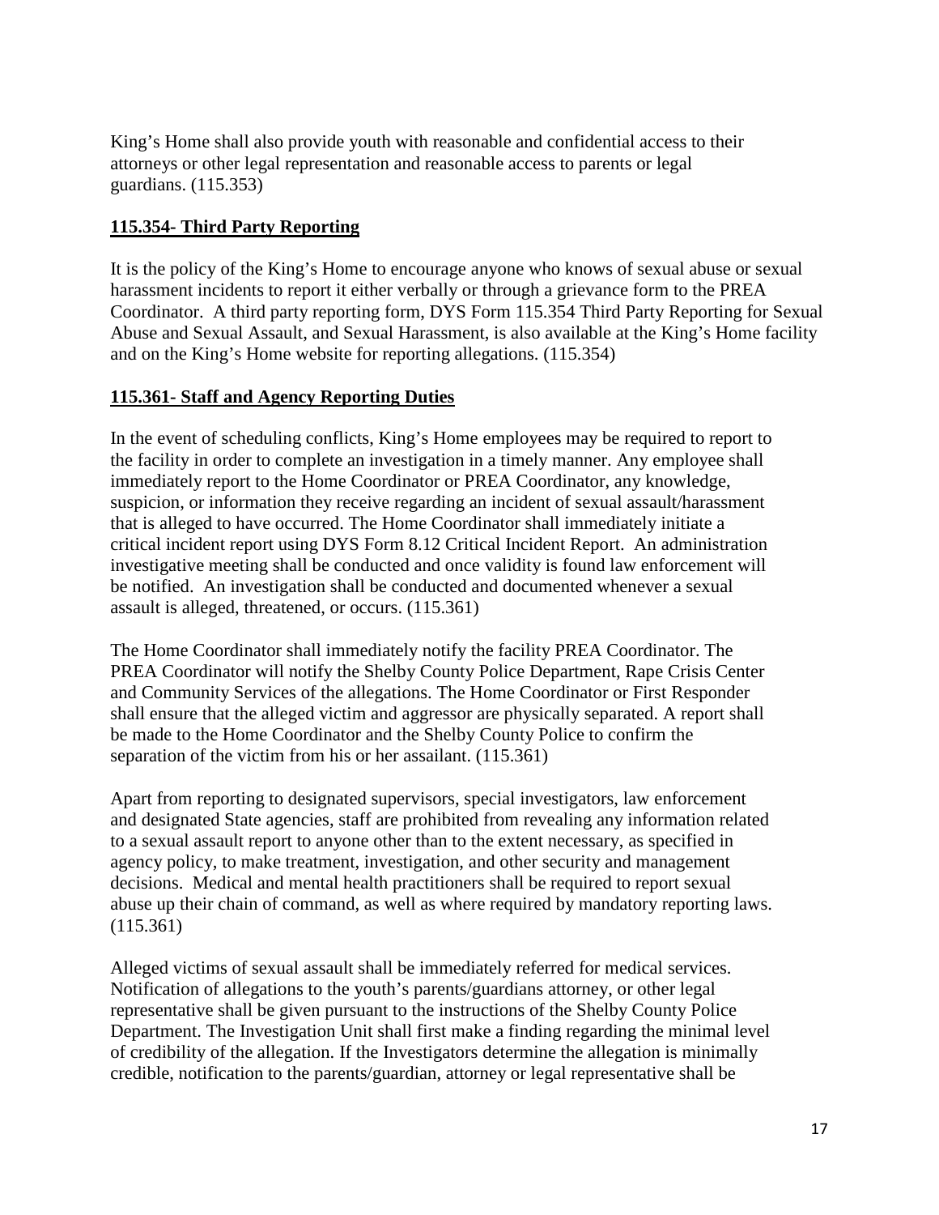King's Home shall also provide youth with reasonable and confidential access to their attorneys or other legal representation and reasonable access to parents or legal guardians. (115.353)

## 115.354- Third Party Reporting

It is the policy of the King's Home to encourage anyone who knows of sexual abuse or sexual harassment incidents to report it either verbally or through a grievance form to the PREA Coordinator. A third party reporting form, DYS Form 115.354 Third Party Reporting for Sexual Abuse and Sexual Assault, and Sexual Harassment, is also available at the King's Home facility and on the King's Home website for reporting allegations. (115.354)

## 115.361- Staff and Agency Reporting Duties

In the event of scheduling conflicts, King's Home employees may be required to report to the facility in order to complete an investigation in a timely manner. Any employee shall immediately report to the Home Coordinator or PREA Coordinator, any knowledge, suspicion, or information they receive regarding an incident of sexual assault/harassment that is alleged to have occurred. The Home Coordinator shall immediately initiate a critical incident report using DYS Form 8.12 Critical Incident Report. An administration investigative meeting shall be conducted and once validity is found law enforcement will be notified. An investigation shall be conducted and documented whenever a sexual assault is alleged, threatened, or occurs. (115.361)

The Home Coordinator shall immediately notify the facility PREA Coordinator. The PREA Coordinator will notify the Shelby County Police Department, Rape Crisis Center and Community Services of the allegations. The Home Coordinator or First Responder shall ensure that the alleged victim and aggressor are physically separated. A report shall be made to the Home Coordinator and the Shelby County Police to confirm the separation of the victim from his or her assailant. (115.361)

Apart from reporting to designated supervisors, special investigators, law enforcement and designated State agencies, staff are prohibited from revealing any information related to a sexual assault report to anyone other than to the extent necessary, as specified in agency policy, to make treatment, investigation, and other security and management decisions. Medical and mental health practitioners shall be required to report sexual abuse up their chain of command, as well as where required by mandatory reporting laws. (115.361)

Alleged victims of sexual assault shall be immediately referred for medical services. Notification of allegations to the youth's parents/guardians attorney, or other legal representative shall be given pursuant to the instructions of the Shelby County Police Department. The Investigation Unit shall first make a finding regarding the minimal level of credibility of the allegation. If the Investigators determine the allegation is minimally credible, notification to the parents/guardian, attorney or legal representative shall be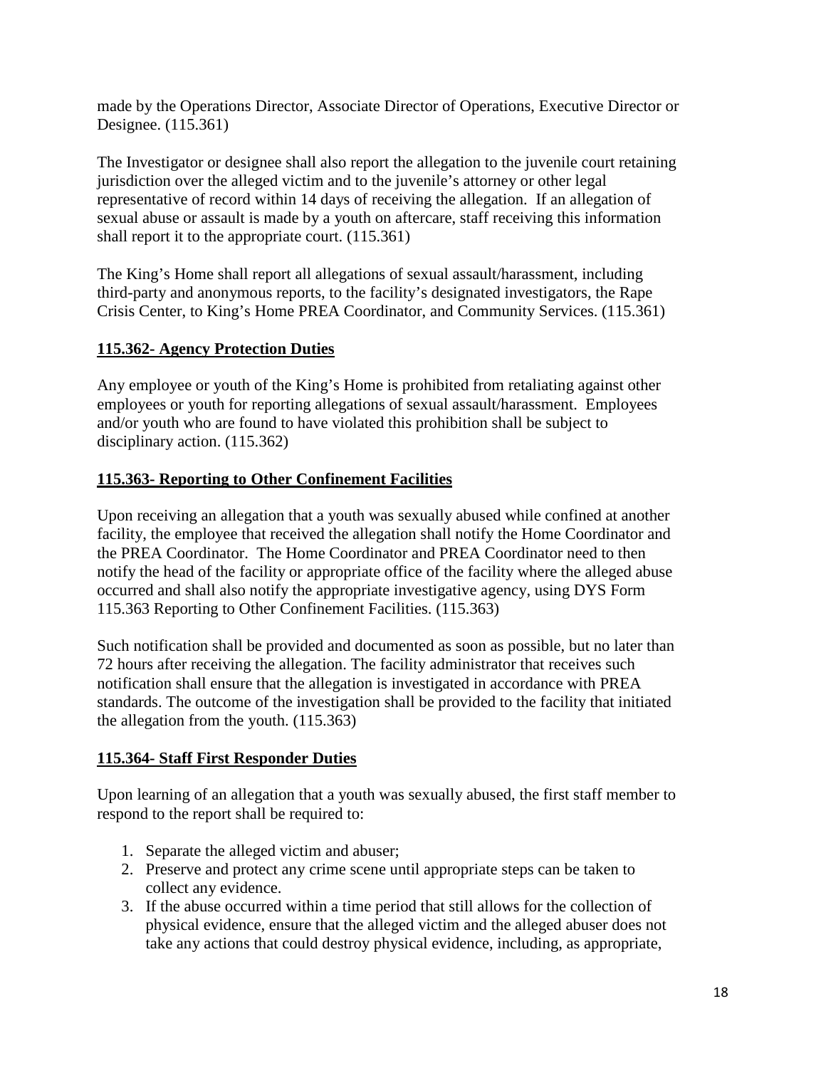made by the Operations Director, Associate Director of Operations, Executive Director or Designee. (115.361)

The Investigator or designee shall also report the allegation to the juvenile court retaining jurisdiction over the alleged victim and to the juvenile's attorney or other legal representative of record within 14 days of receiving the allegation. If an allegation of sexual abuse or assault is made by a youth on aftercare, staff receiving this information shall report it to the appropriate court. (115.361)

The King's Home shall report all allegations of sexual assault/harassment, including third-party and anonymous reports, to the facility's designated investigators, the Rape Crisis Center, to King's Home PREA Coordinator, and Community Services. (115.361)

## 115.362- Agency Protection Duties

Any employee or youth of the King's Home is prohibited from retaliating against other employees or youth for reporting allegations of sexual assault/harassment. Employees and/or youth who are found to have violated this prohibition shall be subject to disciplinary action. (115.362)

## 115.363- Reporting to Other Confinement Facilities

Upon receiving an allegation that a youth was sexually abused while confined at another facility, the employee that received the allegation shall notify the Home Coordinator and the PREA Coordinator. The Home Coordinator and PREA Coordinator need to then notify the head of the facility or appropriate office of the facility where the alleged abuse occurred and shall also notify the appropriate investigative agency, using DYS Form 115.363 Reporting to Other Confinement Facilities. (115.363)

Such notification shall be provided and documented as soon as possible, but no later than 72 hours after receiving the allegation. The facility administrator that receives such notification shall ensure that the allegation is investigated in accordance with PREA standards. The outcome of the investigation shall be provided to the facility that initiated the allegation from the youth. (115.363)

## 115.364- Staff First Responder Duties

Upon learning of an allegation that a youth was sexually abused, the first staff member to respond to the report shall be required to:

1. Separate the alleged victim and abuser;
2. Preserve and protect any crime scene until appropriate steps can be taken to collect any evidence.
3. If the abuse occurred within a time period that still allows for the collection of physical evidence, ensure that the alleged victim and the alleged abuser does not take any actions that could destroy physical evidence, including, as appropriate,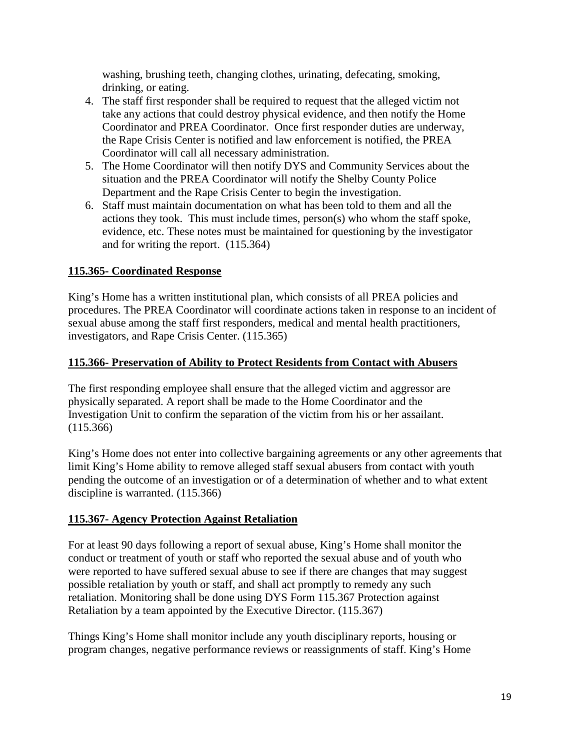washing, brushing teeth, changing clothes, urinating, defecating, smoking, drinking, or eating.

4. The staff first responder shall be required to request that the alleged victim not take any actions that could destroy physical evidence, and then notify the Home Coordinator and PREA Coordinator. Once first responder duties are underway, the Rape Crisis Center is notified and law enforcement is notified, the PREA Coordinator will call all necessary administration.
5. The Home Coordinator will then notify DYS and Community Services about the situation and the PREA Coordinator will notify the Shelby County Police Department and the Rape Crisis Center to begin the investigation.
6. Staff must maintain documentation on what has been told to them and all the actions they took. This must include times, person(s) who whom the staff spoke, evidence, etc. These notes must be maintained for questioning by the investigator and for writing the report. (115.364)

**115.365- Coordinated Response**

King's Home has a written institutional plan, which consists of all PREA policies and procedures. The PREA Coordinator will coordinate actions taken in response to an incident of sexual abuse among the staff first responders, medical and mental health practitioners, investigators, and Rape Crisis Center. (115.365)

**115.366- Preservation of Ability to Protect Residents from Contact with Abusers**

The first responding employee shall ensure that the alleged victim and aggressor are physically separated. A report shall be made to the Home Coordinator and the Investigation Unit to confirm the separation of the victim from his or her assailant. (115.366)

King's Home does not enter into collective bargaining agreements or any other agreements that limit King's Home ability to remove alleged staff sexual abusers from contact with youth pending the outcome of an investigation or of a determination of whether and to what extent discipline is warranted. (115.366)

**115.367- Agency Protection Against Retaliation**

For at least 90 days following a report of sexual abuse, King's Home shall monitor the conduct or treatment of youth or staff who reported the sexual abuse and of youth who were reported to have suffered sexual abuse to see if there are changes that may suggest possible retaliation by youth or staff, and shall act promptly to remedy any such retaliation. Monitoring shall be done using DYS Form 115.367 Protection against Retaliation by a team appointed by the Executive Director. (115.367)

Things King's Home shall monitor include any youth disciplinary reports, housing or program changes, negative performance reviews or reassignments of staff. King's Home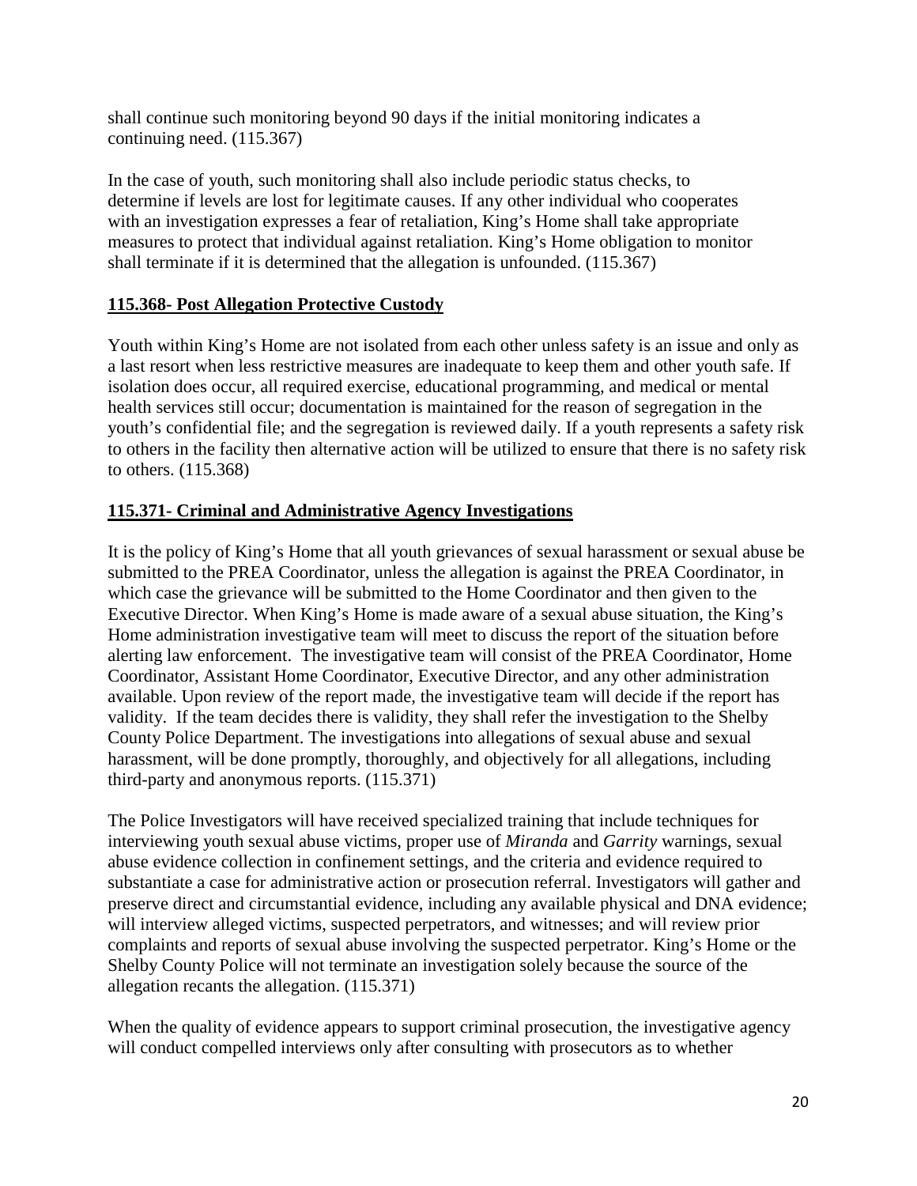shall continue such monitoring beyond 90 days if the initial monitoring indicates a continuing need. (115.367)

In the case of youth, such monitoring shall also include periodic status checks, to determine if levels are lost for legitimate causes. If any other individual who cooperates with an investigation expresses a fear of retaliation, King's Home shall take appropriate measures to protect that individual against retaliation. King's Home obligation to monitor shall terminate if it is determined that the allegation is unfounded. (115.367)

## 115.368- Post Allegation Protective Custody

Youth within King's Home are not isolated from each other unless safety is an issue and only as a last resort when less restrictive measures are inadequate to keep them and other youth safe. If isolation does occur, all required exercise, educational programming, and medical or mental health services still occur; documentation is maintained for the reason of segregation in the youth's confidential file; and the segregation is reviewed daily. If a youth represents a safety risk to others in the facility then alternative action will be utilized to ensure that there is no safety risk to others. (115.368)

## 115.371- Criminal and Administrative Agency Investigations

It is the policy of King's Home that all youth grievances of sexual harassment or sexual abuse be submitted to the PREA Coordinator, unless the allegation is against the PREA Coordinator, in which case the grievance will be submitted to the Home Coordinator and then given to the Executive Director. When King's Home is made aware of a sexual abuse situation, the King's Home administration investigative team will meet to discuss the report of the situation before alerting law enforcement. The investigative team will consist of the PREA Coordinator, Home Coordinator, Assistant Home Coordinator, Executive Director, and any other administration available. Upon review of the report made, the investigative team will decide if the report has validity. If the team decides there is validity, they shall refer the investigation to the Shelby County Police Department. The investigations into allegations of sexual abuse and sexual harassment, will be done promptly, thoroughly, and objectively for all allegations, including third-party and anonymous reports. (115.371)

The Police Investigators will have received specialized training that include techniques for interviewing youth sexual abuse victims, proper use of *Miranda* and *Garrity* warnings, sexual abuse evidence collection in confinement settings, and the criteria and evidence required to substantiate a case for administrative action or prosecution referral. Investigators will gather and preserve direct and circumstantial evidence, including any available physical and DNA evidence; will interview alleged victims, suspected perpetrators, and witnesses; and will review prior complaints and reports of sexual abuse involving the suspected perpetrator. King's Home or the Shelby County Police will not terminate an investigation solely because the source of the allegation recants the allegation. (115.371)

When the quality of evidence appears to support criminal prosecution, the investigative agency will conduct compelled interviews only after consulting with prosecutors as to whether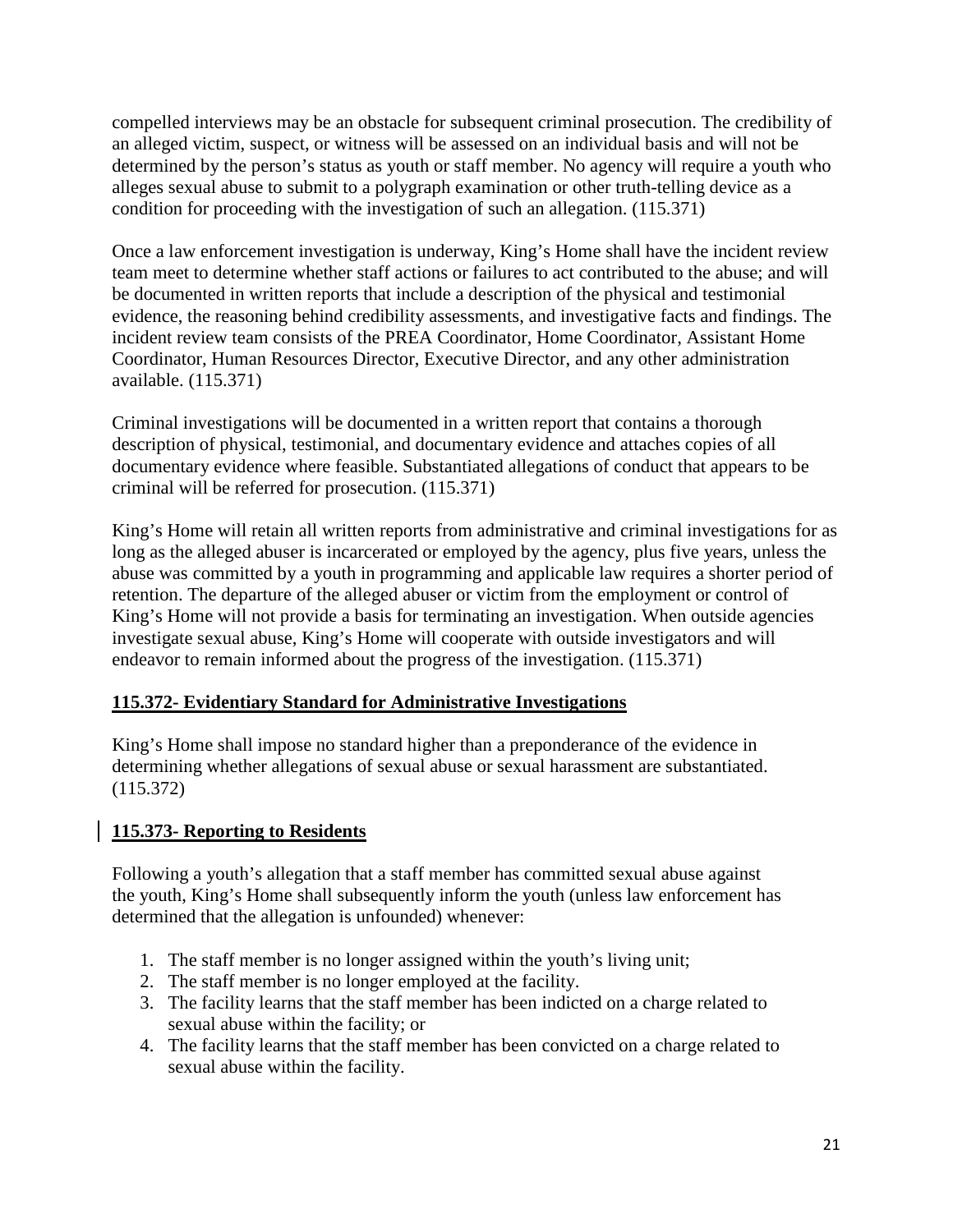compelled interviews may be an obstacle for subsequent criminal prosecution. The credibility of an alleged victim, suspect, or witness will be assessed on an individual basis and will not be determined by the person's status as youth or staff member. No agency will require a youth who alleges sexual abuse to submit to a polygraph examination or other truth-telling device as a condition for proceeding with the investigation of such an allegation. (115.371)

Once a law enforcement investigation is underway, King's Home shall have the incident review team meet to determine whether staff actions or failures to act contributed to the abuse; and will be documented in written reports that include a description of the physical and testimonial evidence, the reasoning behind credibility assessments, and investigative facts and findings. The incident review team consists of the PREA Coordinator, Home Coordinator, Assistant Home Coordinator, Human Resources Director, Executive Director, and any other administration available. (115.371)

Criminal investigations will be documented in a written report that contains a thorough description of physical, testimonial, and documentary evidence and attaches copies of all documentary evidence where feasible. Substantiated allegations of conduct that appears to be criminal will be referred for prosecution. (115.371)

King's Home will retain all written reports from administrative and criminal investigations for as long as the alleged abuser is incarcerated or employed by the agency, plus five years, unless the abuse was committed by a youth in programming and applicable law requires a shorter period of retention. The departure of the alleged abuser or victim from the employment or control of King's Home will not provide a basis for terminating an investigation. When outside agencies investigate sexual abuse, King's Home will cooperate with outside investigators and will endeavor to remain informed about the progress of the investigation. (115.371)

## 115.372- Evidentiary Standard for Administrative Investigations

King's Home shall impose no standard higher than a preponderance of the evidence in determining whether allegations of sexual abuse or sexual harassment are substantiated. (115.372)

## 115.373- Reporting to Residents

Following a youth's allegation that a staff member has committed sexual abuse against the youth, King's Home shall subsequently inform the youth (unless law enforcement has determined that the allegation is unfounded) whenever:

1. The staff member is no longer assigned within the youth's living unit;
2. The staff member is no longer employed at the facility.
3. The facility learns that the staff member has been indicted on a charge related to sexual abuse within the facility; or
4. The facility learns that the staff member has been convicted on a charge related to sexual abuse within the facility.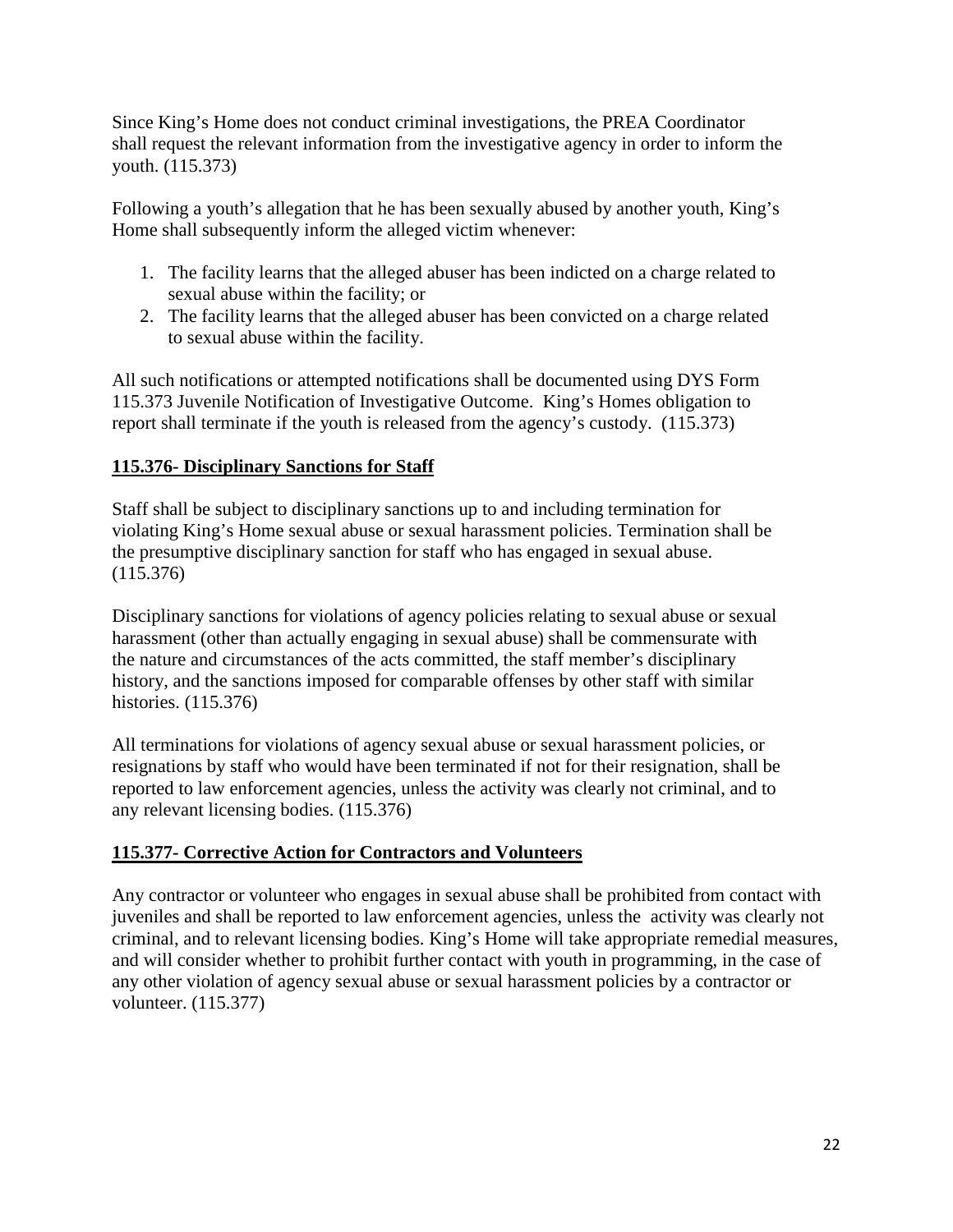Since King's Home does not conduct criminal investigations, the PREA Coordinator shall request the relevant information from the investigative agency in order to inform the youth. (115.373)

Following a youth's allegation that he has been sexually abused by another youth, King's Home shall subsequently inform the alleged victim whenever:

1. The facility learns that the alleged abuser has been indicted on a charge related to sexual abuse within the facility; or
2. The facility learns that the alleged abuser has been convicted on a charge related to sexual abuse within the facility.

All such notifications or attempted notifications shall be documented using DYS Form 115.373 Juvenile Notification of Investigative Outcome. King's Homes obligation to report shall terminate if the youth is released from the agency's custody. (115.373)

## 115.376- Disciplinary Sanctions for Staff

Staff shall be subject to disciplinary sanctions up to and including termination for violating King's Home sexual abuse or sexual harassment policies. Termination shall be the presumptive disciplinary sanction for staff who has engaged in sexual abuse. (115.376)

Disciplinary sanctions for violations of agency policies relating to sexual abuse or sexual harassment (other than actually engaging in sexual abuse) shall be commensurate with the nature and circumstances of the acts committed, the staff member's disciplinary history, and the sanctions imposed for comparable offenses by other staff with similar histories. (115.376)

All terminations for violations of agency sexual abuse or sexual harassment policies, or resignations by staff who would have been terminated if not for their resignation, shall be reported to law enforcement agencies, unless the activity was clearly not criminal, and to any relevant licensing bodies. (115.376)

## 115.377- Corrective Action for Contractors and Volunteers

Any contractor or volunteer who engages in sexual abuse shall be prohibited from contact with juveniles and shall be reported to law enforcement agencies, unless the activity was clearly not criminal, and to relevant licensing bodies. King's Home will take appropriate remedial measures, and will consider whether to prohibit further contact with youth in programming, in the case of any other violation of agency sexual abuse or sexual harassment policies by a contractor or volunteer. (115.377)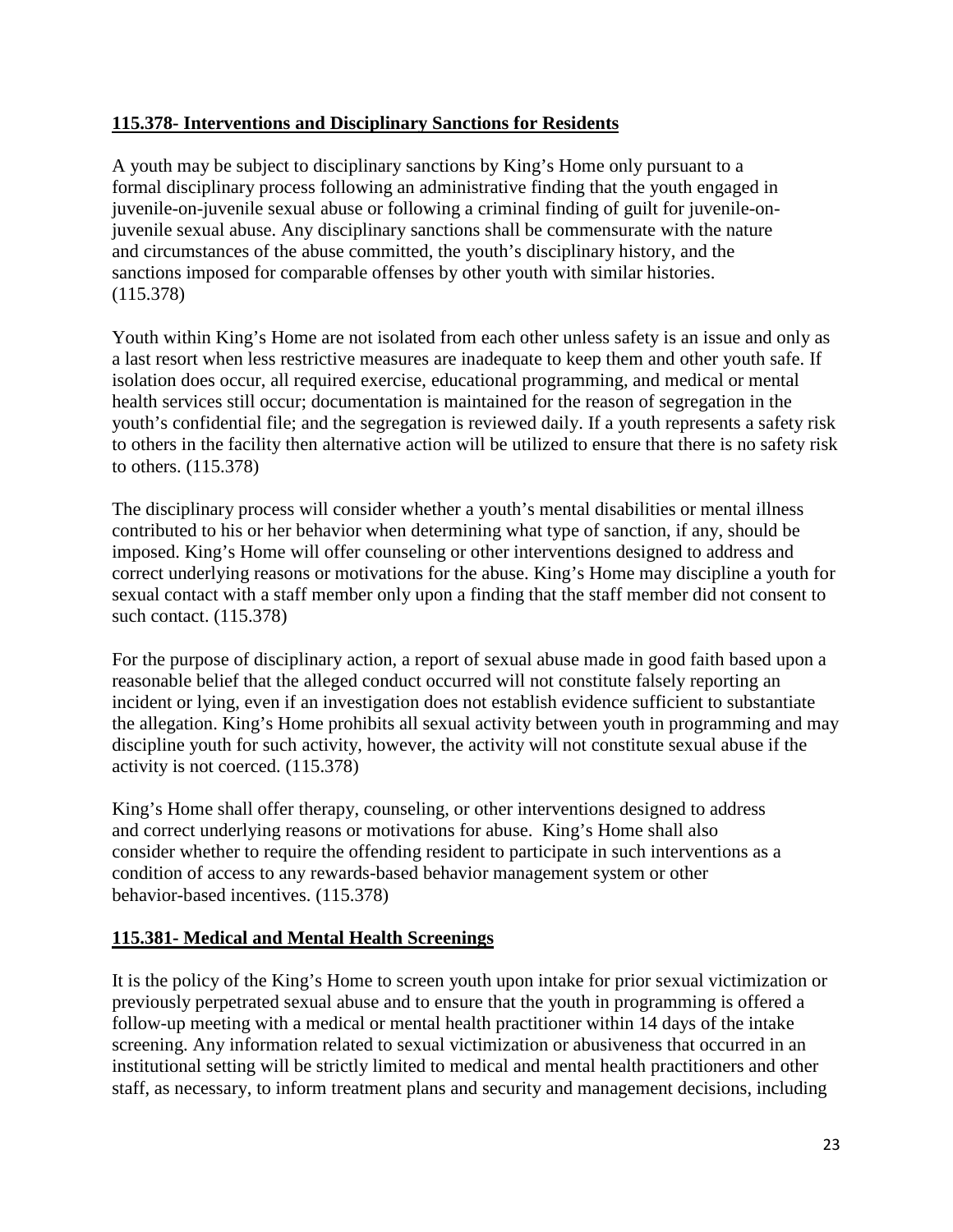## 115.378- Interventions and Disciplinary Sanctions for Residents

A youth may be subject to disciplinary sanctions by King's Home only pursuant to a formal disciplinary process following an administrative finding that the youth engaged in juvenile-on-juvenile sexual abuse or following a criminal finding of guilt for juvenile-on-juvenile sexual abuse. Any disciplinary sanctions shall be commensurate with the nature and circumstances of the abuse committed, the youth's disciplinary history, and the sanctions imposed for comparable offenses by other youth with similar histories. (115.378)

Youth within King's Home are not isolated from each other unless safety is an issue and only as a last resort when less restrictive measures are inadequate to keep them and other youth safe. If isolation does occur, all required exercise, educational programming, and medical or mental health services still occur; documentation is maintained for the reason of segregation in the youth's confidential file; and the segregation is reviewed daily. If a youth represents a safety risk to others in the facility then alternative action will be utilized to ensure that there is no safety risk to others. (115.378)

The disciplinary process will consider whether a youth's mental disabilities or mental illness contributed to his or her behavior when determining what type of sanction, if any, should be imposed. King's Home will offer counseling or other interventions designed to address and correct underlying reasons or motivations for the abuse. King's Home may discipline a youth for sexual contact with a staff member only upon a finding that the staff member did not consent to such contact. (115.378)

For the purpose of disciplinary action, a report of sexual abuse made in good faith based upon a reasonable belief that the alleged conduct occurred will not constitute falsely reporting an incident or lying, even if an investigation does not establish evidence sufficient to substantiate the allegation. King's Home prohibits all sexual activity between youth in programming and may discipline youth for such activity, however, the activity will not constitute sexual abuse if the activity is not coerced. (115.378)

King's Home shall offer therapy, counseling, or other interventions designed to address and correct underlying reasons or motivations for abuse. King's Home shall also consider whether to require the offending resident to participate in such interventions as a condition of access to any rewards-based behavior management system or other behavior-based incentives. (115.378)

## 115.381- Medical and Mental Health Screenings

It is the policy of the King's Home to screen youth upon intake for prior sexual victimization or previously perpetrated sexual abuse and to ensure that the youth in programming is offered a follow-up meeting with a medical or mental health practitioner within 14 days of the intake screening. Any information related to sexual victimization or abusiveness that occurred in an institutional setting will be strictly limited to medical and mental health practitioners and other staff, as necessary, to inform treatment plans and security and management decisions, including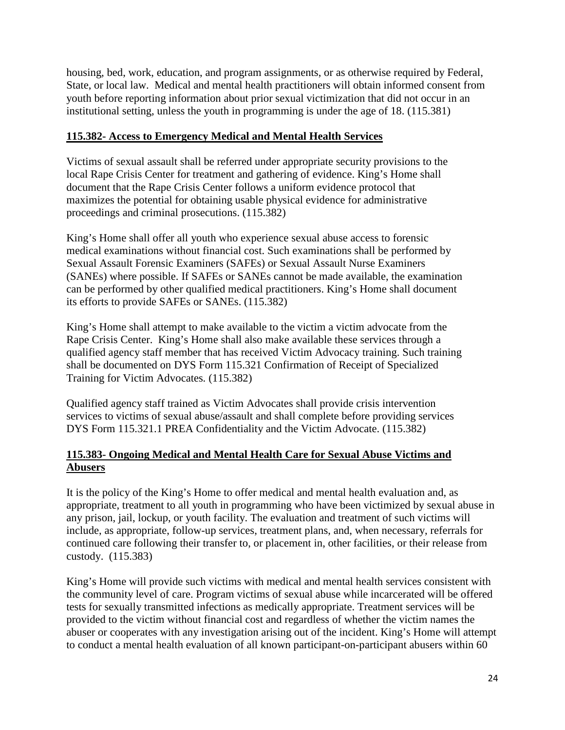housing, bed, work, education, and program assignments, or as otherwise required by Federal, State, or local law. Medical and mental health practitioners will obtain informed consent from youth before reporting information about prior sexual victimization that did not occur in an institutional setting, unless the youth in programming is under the age of 18. (115.381)

**115.382- Access to Emergency Medical and Mental Health Services**

Victims of sexual assault shall be referred under appropriate security provisions to the local Rape Crisis Center for treatment and gathering of evidence. King's Home shall document that the Rape Crisis Center follows a uniform evidence protocol that maximizes the potential for obtaining usable physical evidence for administrative proceedings and criminal prosecutions. (115.382)

King's Home shall offer all youth who experience sexual abuse access to forensic medical examinations without financial cost. Such examinations shall be performed by Sexual Assault Forensic Examiners (SAFEs) or Sexual Assault Nurse Examiners (SANEs) where possible. If SAFEs or SANEs cannot be made available, the examination can be performed by other qualified medical practitioners. King's Home shall document its efforts to provide SAFEs or SANEs. (115.382)

King's Home shall attempt to make available to the victim a victim advocate from the Rape Crisis Center. King's Home shall also make available these services through a qualified agency staff member that has received Victim Advocacy training. Such training shall be documented on DYS Form 115.321 Confirmation of Receipt of Specialized Training for Victim Advocates*.* (115.382)

Qualified agency staff trained as Victim Advocates shall provide crisis intervention services to victims of sexual abuse/assault and shall complete before providing services DYS Form 115.321.1 PREA Confidentiality and the Victim Advocate. (115.382)

**115.383- Ongoing Medical and Mental Health Care for Sexual Abuse Victims and Abusers**

It is the policy of the King's Home to offer medical and mental health evaluation and, as appropriate, treatment to all youth in programming who have been victimized by sexual abuse in any prison, jail, lockup, or youth facility. The evaluation and treatment of such victims will include, as appropriate, follow-up services, treatment plans, and, when necessary, referrals for continued care following their transfer to, or placement in, other facilities, or their release from custody. (115.383)

King's Home will provide such victims with medical and mental health services consistent with the community level of care. Program victims of sexual abuse while incarcerated will be offered tests for sexually transmitted infections as medically appropriate. Treatment services will be provided to the victim without financial cost and regardless of whether the victim names the abuser or cooperates with any investigation arising out of the incident. King's Home will attempt to conduct a mental health evaluation of all known participant-on-participant abusers within 60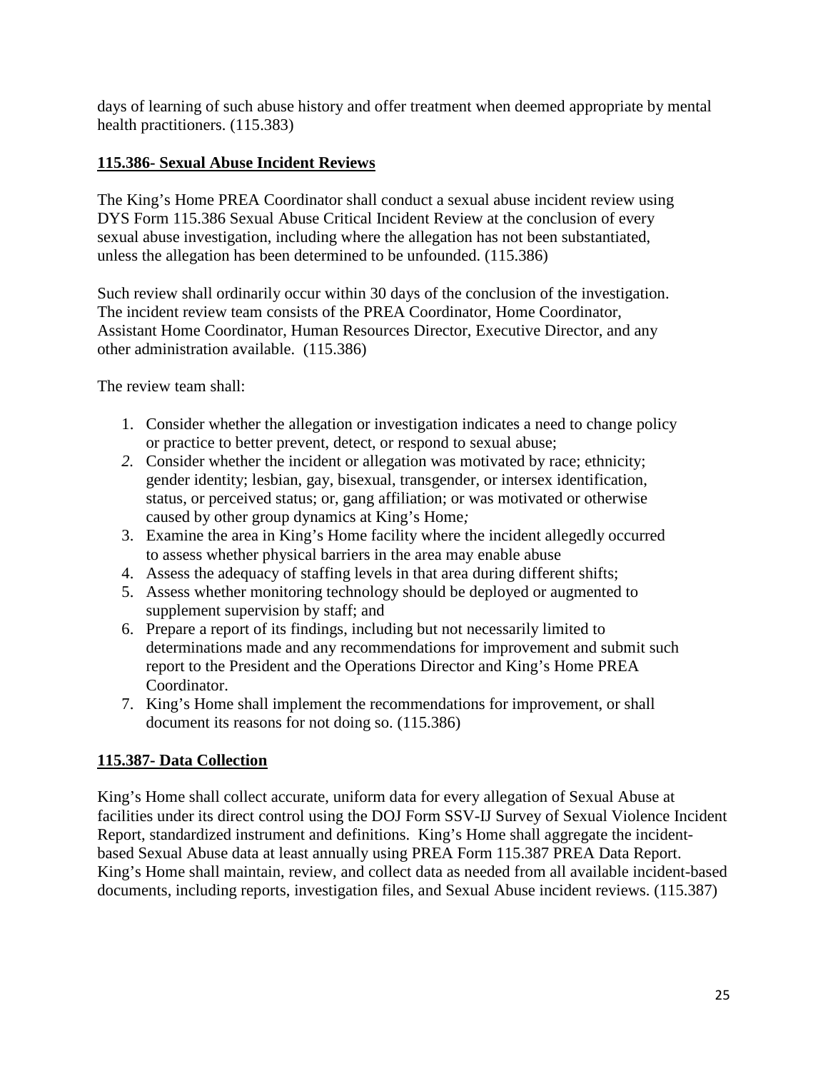days of learning of such abuse history and offer treatment when deemed appropriate by mental health practitioners. (115.383)

## 115.386- Sexual Abuse Incident Reviews

The King's Home PREA Coordinator shall conduct a sexual abuse incident review using DYS Form 115.386 Sexual Abuse Critical Incident Review at the conclusion of every sexual abuse investigation, including where the allegation has not been substantiated, unless the allegation has been determined to be unfounded. (115.386)

Such review shall ordinarily occur within 30 days of the conclusion of the investigation. The incident review team consists of the PREA Coordinator, Home Coordinator, Assistant Home Coordinator, Human Resources Director, Executive Director, and any other administration available. (115.386)

The review team shall:

1. Consider whether the allegation or investigation indicates a need to change policy or practice to better prevent, detect, or respond to sexual abuse;
2. Consider whether the incident or allegation was motivated by race; ethnicity; gender identity; lesbian, gay, bisexual, transgender, or intersex identification, status, or perceived status; or, gang affiliation; or was motivated or otherwise caused by other group dynamics at King's Home*;*
3. Examine the area in King's Home facility where the incident allegedly occurred to assess whether physical barriers in the area may enable abuse
4. Assess the adequacy of staffing levels in that area during different shifts;
5. Assess whether monitoring technology should be deployed or augmented to supplement supervision by staff; and
6. Prepare a report of its findings, including but not necessarily limited to determinations made and any recommendations for improvement and submit such report to the President and the Operations Director and King's Home PREA Coordinator.
7. King's Home shall implement the recommendations for improvement, or shall document its reasons for not doing so. (115.386)

## 115.387- Data Collection

King's Home shall collect accurate, uniform data for every allegation of Sexual Abuse at facilities under its direct control using the DOJ Form SSV-IJ Survey of Sexual Violence Incident Report, standardized instrument and definitions. King's Home shall aggregate the incident-based Sexual Abuse data at least annually using PREA Form 115.387 PREA Data Report. King's Home shall maintain, review, and collect data as needed from all available incident-based documents, including reports, investigation files, and Sexual Abuse incident reviews. (115.387)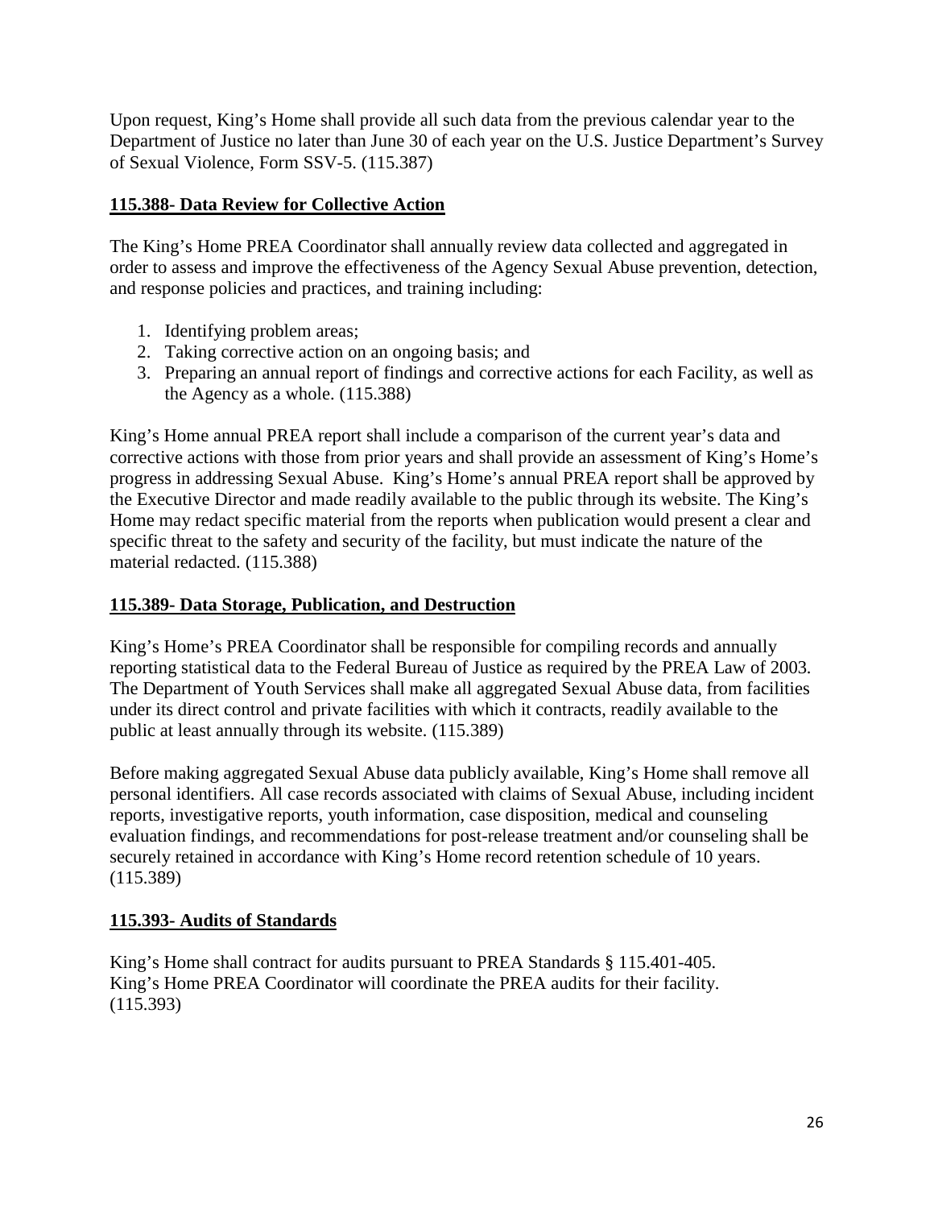Upon request, King's Home shall provide all such data from the previous calendar year to the Department of Justice no later than June 30 of each year on the U.S. Justice Department's Survey of Sexual Violence, Form SSV-5. (115.387)

## 115.388- Data Review for Collective Action

The King's Home PREA Coordinator shall annually review data collected and aggregated in order to assess and improve the effectiveness of the Agency Sexual Abuse prevention, detection, and response policies and practices, and training including:

1. Identifying problem areas;
2. Taking corrective action on an ongoing basis; and
3. Preparing an annual report of findings and corrective actions for each Facility, as well as the Agency as a whole. (115.388)

King's Home annual PREA report shall include a comparison of the current year's data and corrective actions with those from prior years and shall provide an assessment of King's Home's progress in addressing Sexual Abuse. King's Home's annual PREA report shall be approved by the Executive Director and made readily available to the public through its website. The King's Home may redact specific material from the reports when publication would present a clear and specific threat to the safety and security of the facility, but must indicate the nature of the material redacted. (115.388)

## 115.389- Data Storage, Publication, and Destruction

King's Home's PREA Coordinator shall be responsible for compiling records and annually reporting statistical data to the Federal Bureau of Justice as required by the PREA Law of 2003. The Department of Youth Services shall make all aggregated Sexual Abuse data, from facilities under its direct control and private facilities with which it contracts, readily available to the public at least annually through its website. (115.389)

Before making aggregated Sexual Abuse data publicly available, King's Home shall remove all personal identifiers. All case records associated with claims of Sexual Abuse, including incident reports, investigative reports, youth information, case disposition, medical and counseling evaluation findings, and recommendations for post-release treatment and/or counseling shall be securely retained in accordance with King's Home record retention schedule of 10 years. (115.389)

## 115.393- Audits of Standards

King's Home shall contract for audits pursuant to PREA Standards § 115.401-405. King's Home PREA Coordinator will coordinate the PREA audits for their facility. (115.393)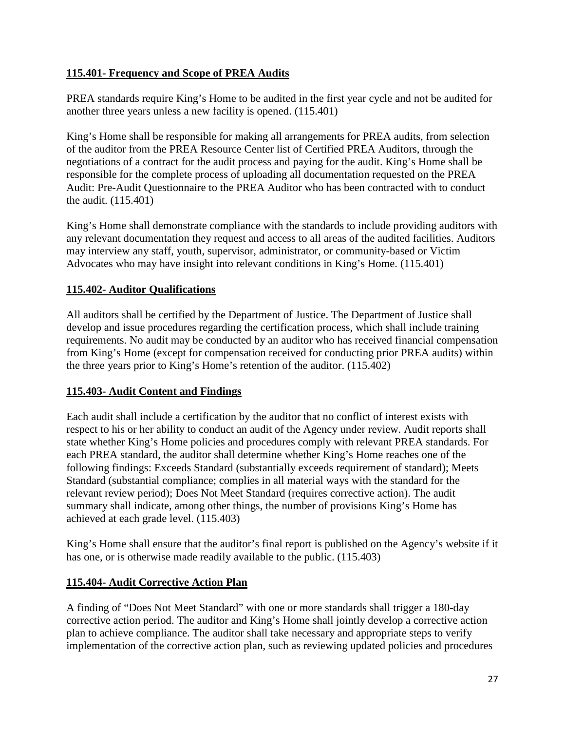**115.401- Frequency and Scope of PREA Audits**

PREA standards require King's Home to be audited in the first year cycle and not be audited for another three years unless a new facility is opened. (115.401)

King's Home shall be responsible for making all arrangements for PREA audits, from selection of the auditor from the PREA Resource Center list of Certified PREA Auditors, through the negotiations of a contract for the audit process and paying for the audit. King's Home shall be responsible for the complete process of uploading all documentation requested on the PREA Audit: Pre-Audit Questionnaire to the PREA Auditor who has been contracted with to conduct the audit. (115.401)

King's Home shall demonstrate compliance with the standards to include providing auditors with any relevant documentation they request and access to all areas of the audited facilities. Auditors may interview any staff, youth, supervisor, administrator, or community-based or Victim Advocates who may have insight into relevant conditions in King's Home. (115.401)

**115.402- Auditor Qualifications**

All auditors shall be certified by the Department of Justice. The Department of Justice shall develop and issue procedures regarding the certification process, which shall include training requirements. No audit may be conducted by an auditor who has received financial compensation from King's Home (except for compensation received for conducting prior PREA audits) within the three years prior to King's Home's retention of the auditor. (115.402)

**115.403- Audit Content and Findings**

Each audit shall include a certification by the auditor that no conflict of interest exists with respect to his or her ability to conduct an audit of the Agency under review. Audit reports shall state whether King's Home policies and procedures comply with relevant PREA standards. For each PREA standard, the auditor shall determine whether King's Home reaches one of the following findings: Exceeds Standard (substantially exceeds requirement of standard); Meets Standard (substantial compliance; complies in all material ways with the standard for the relevant review period); Does Not Meet Standard (requires corrective action). The audit summary shall indicate, among other things, the number of provisions King's Home has achieved at each grade level. (115.403)

King's Home shall ensure that the auditor's final report is published on the Agency's website if it has one, or is otherwise made readily available to the public. (115.403)

**115.404- Audit Corrective Action Plan**

A finding of "Does Not Meet Standard" with one or more standards shall trigger a 180-day corrective action period. The auditor and King's Home shall jointly develop a corrective action plan to achieve compliance. The auditor shall take necessary and appropriate steps to verify implementation of the corrective action plan, such as reviewing updated policies and procedures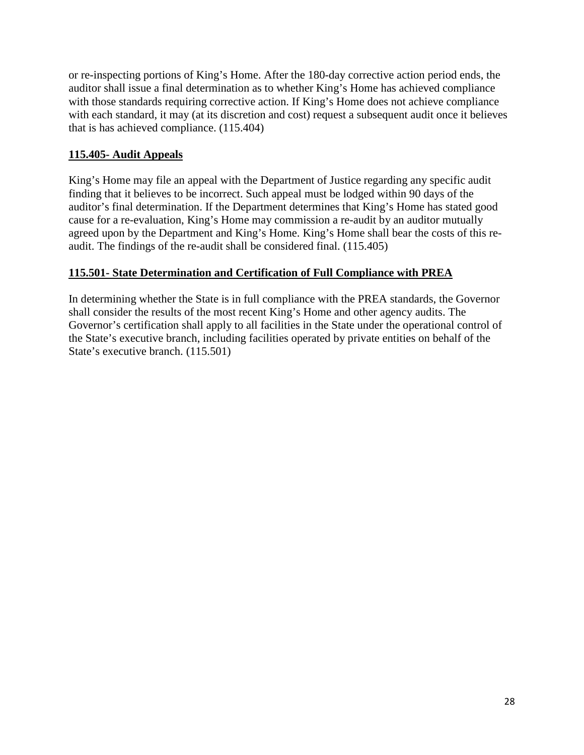or re-inspecting portions of King's Home. After the 180-day corrective action period ends, the auditor shall issue a final determination as to whether King's Home has achieved compliance with those standards requiring corrective action. If King's Home does not achieve compliance with each standard, it may (at its discretion and cost) request a subsequent audit once it believes that is has achieved compliance. (115.404)

## **115.405- Audit Appeals**

King's Home may file an appeal with the Department of Justice regarding any specific audit finding that it believes to be incorrect. Such appeal must be lodged within 90 days of the auditor's final determination. If the Department determines that King's Home has stated good cause for a re-evaluation, King's Home may commission a re-audit by an auditor mutually agreed upon by the Department and King's Home. King's Home shall bear the costs of this re-audit. The findings of the re-audit shall be considered final. (115.405)

## **115.501- State Determination and Certification of Full Compliance with PREA**

In determining whether the State is in full compliance with the PREA standards, the Governor shall consider the results of the most recent King's Home and other agency audits. The Governor's certification shall apply to all facilities in the State under the operational control of the State's executive branch, including facilities operated by private entities on behalf of the State's executive branch. (115.501)